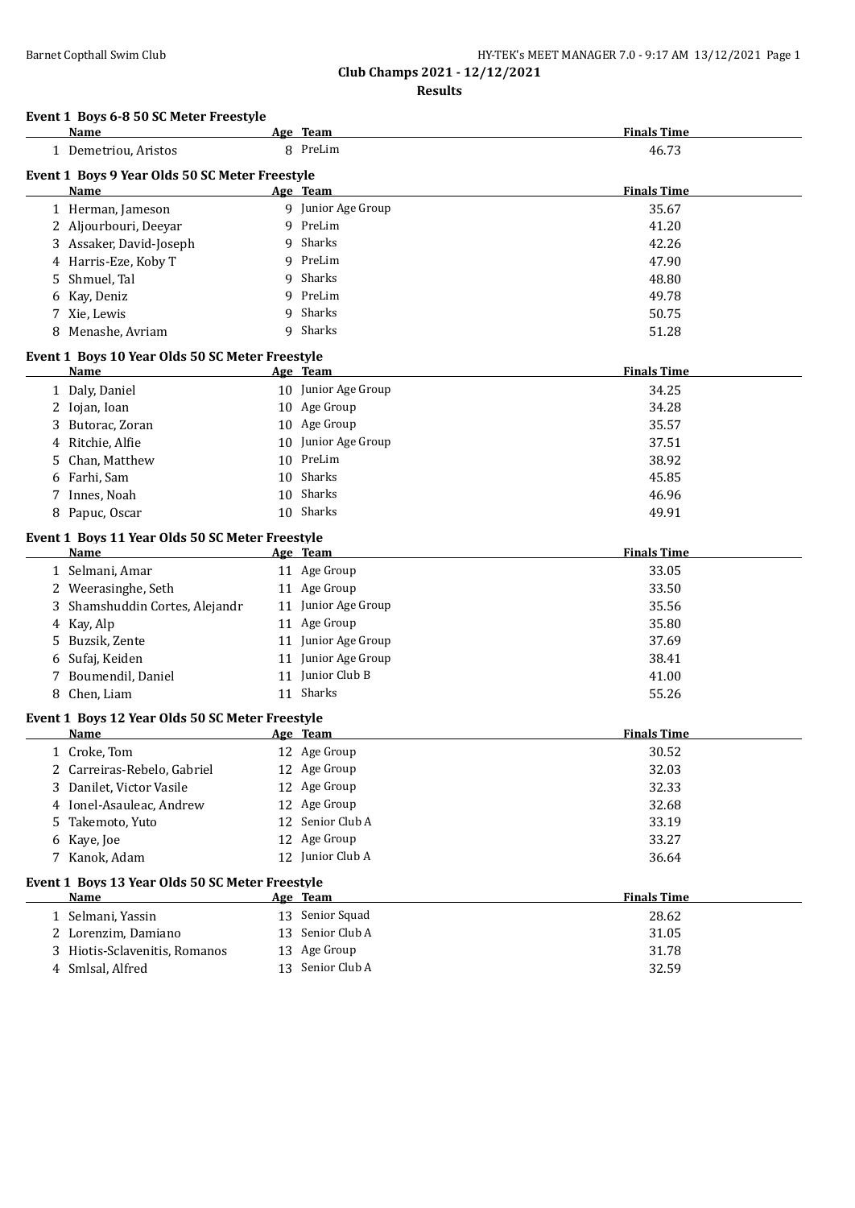# Club Champs 2021 - 12/12/2021

## Results

### Event 1 Boys 6-8 50 SC Meter Freestyle

| | Name | Age | Team | Finals Time |
|---|---|---|---|---|
| 1 | Demetriou, Aristos | 8 | PreLim | 46.73 |

### Event 1 Boys 9 Year Olds 50 SC Meter Freestyle

| | Name | Age | Team | Finals Time |
|---|---|---|---|---|
| 1 | Herman, Jameson | 9 | Junior Age Group | 35.67 |
| 2 | Aljourbouri, Deeyar | 9 | PreLim | 41.20 |
| 3 | Assaker, David-Joseph | 9 | Sharks | 42.26 |
| 4 | Harris-Eze, Koby T | 9 | PreLim | 47.90 |
| 5 | Shmuel, Tal | 9 | Sharks | 48.80 |
| 6 | Kay, Deniz | 9 | PreLim | 49.78 |
| 7 | Xie, Lewis | 9 | Sharks | 50.75 |
| 8 | Menashe, Avriam | 9 | Sharks | 51.28 |

### Event 1 Boys 10 Year Olds 50 SC Meter Freestyle

| | Name | Age | Team | Finals Time |
|---|---|---|---|---|
| 1 | Daly, Daniel | 10 | Junior Age Group | 34.25 |
| 2 | Iojan, Ioan | 10 | Age Group | 34.28 |
| 3 | Butorac, Zoran | 10 | Age Group | 35.57 |
| 4 | Ritchie, Alfie | 10 | Junior Age Group | 37.51 |
| 5 | Chan, Matthew | 10 | PreLim | 38.92 |
| 6 | Farhi, Sam | 10 | Sharks | 45.85 |
| 7 | Innes, Noah | 10 | Sharks | 46.96 |
| 8 | Papuc, Oscar | 10 | Sharks | 49.91 |

### Event 1 Boys 11 Year Olds 50 SC Meter Freestyle

| | Name | Age | Team | Finals Time |
|---|---|---|---|---|
| 1 | Selmani, Amar | 11 | Age Group | 33.05 |
| 2 | Weerasinghe, Seth | 11 | Age Group | 33.50 |
| 3 | Shamshuddin Cortes, Alejandr | 11 | Junior Age Group | 35.56 |
| 4 | Kay, Alp | 11 | Age Group | 35.80 |
| 5 | Buzsik, Zente | 11 | Junior Age Group | 37.69 |
| 6 | Sufaj, Keiden | 11 | Junior Age Group | 38.41 |
| 7 | Boumendil, Daniel | 11 | Junior Club B | 41.00 |
| 8 | Chen, Liam | 11 | Sharks | 55.26 |

### Event 1 Boys 12 Year Olds 50 SC Meter Freestyle

| | Name | Age | Team | Finals Time |
|---|---|---|---|---|
| 1 | Croke, Tom | 12 | Age Group | 30.52 |
| 2 | Carreiras-Rebelo, Gabriel | 12 | Age Group | 32.03 |
| 3 | Danilet, Victor Vasile | 12 | Age Group | 32.33 |
| 4 | Ionel-Asauleac, Andrew | 12 | Age Group | 32.68 |
| 5 | Takemoto, Yuto | 12 | Senior Club A | 33.19 |
| 6 | Kaye, Joe | 12 | Age Group | 33.27 |
| 7 | Kanok, Adam | 12 | Junior Club A | 36.64 |

### Event 1 Boys 13 Year Olds 50 SC Meter Freestyle

| | Name | Age | Team | Finals Time |
|---|---|---|---|---|
| 1 | Selmani, Yassin | 13 | Senior Squad | 28.62 |
| 2 | Lorenzim, Damiano | 13 | Senior Club A | 31.05 |
| 3 | Hiotis-Sclavenitis, Romanos | 13 | Age Group | 31.78 |
| 4 | Smlsal, Alfred | 13 | Senior Club A | 32.59 |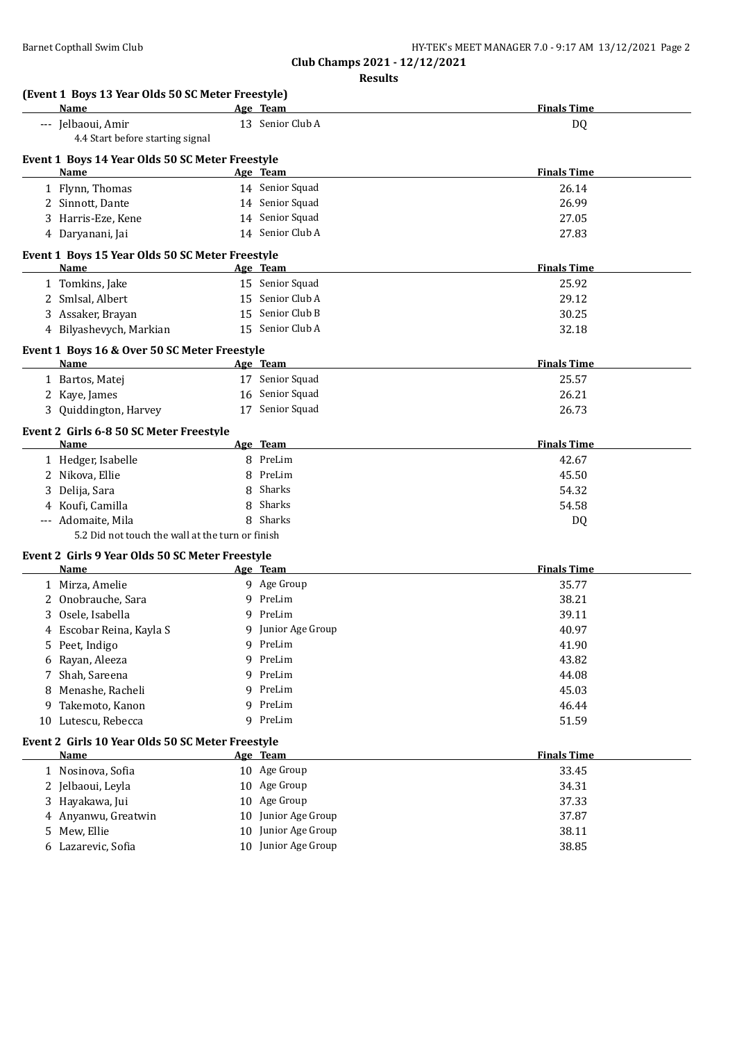## Club Champs 2021 - 12/12/2021

### Results

**(Event 1 Boys 13 Year Olds 50 SC Meter Freestyle)**

| | Name | Age | Team | Finals Time |
|---|---|---|---|---|
| --- | Jelbaoui, Amir | 13 | Senior Club A | DQ |
| | 4.4 Start before starting signal | | | |

**Event 1 Boys 14 Year Olds 50 SC Meter Freestyle**

| | Name | Age | Team | Finals Time |
|---|---|---|---|---|
| 1 | Flynn, Thomas | 14 | Senior Squad | 26.14 |
| 2 | Sinnott, Dante | 14 | Senior Squad | 26.99 |
| 3 | Harris-Eze, Kene | 14 | Senior Squad | 27.05 |
| 4 | Daryanani, Jai | 14 | Senior Club A | 27.83 |

**Event 1 Boys 15 Year Olds 50 SC Meter Freestyle**

| | Name | Age | Team | Finals Time |
|---|---|---|---|---|
| 1 | Tomkins, Jake | 15 | Senior Squad | 25.92 |
| 2 | Smlsal, Albert | 15 | Senior Club A | 29.12 |
| 3 | Assaker, Brayan | 15 | Senior Club B | 30.25 |
| 4 | Bilyashevych, Markian | 15 | Senior Club A | 32.18 |

**Event 1 Boys 16 & Over 50 SC Meter Freestyle**

| | Name | Age | Team | Finals Time |
|---|---|---|---|---|
| 1 | Bartos, Matej | 17 | Senior Squad | 25.57 |
| 2 | Kaye, James | 16 | Senior Squad | 26.21 |
| 3 | Quiddington, Harvey | 17 | Senior Squad | 26.73 |

**Event 2 Girls 6-8 50 SC Meter Freestyle**

| | Name | Age | Team | Finals Time |
|---|---|---|---|---|
| 1 | Hedger, Isabelle | 8 | PreLim | 42.67 |
| 2 | Nikova, Ellie | 8 | PreLim | 45.50 |
| 3 | Delija, Sara | 8 | Sharks | 54.32 |
| 4 | Koufi, Camilla | 8 | Sharks | 54.58 |
| --- | Adomaite, Mila | 8 | Sharks | DQ |
| | 5.2 Did not touch the wall at the turn or finish | | | |

**Event 2 Girls 9 Year Olds 50 SC Meter Freestyle**

| | Name | Age | Team | Finals Time |
|---|---|---|---|---|
| 1 | Mirza, Amelie | 9 | Age Group | 35.77 |
| 2 | Onobrauche, Sara | 9 | PreLim | 38.21 |
| 3 | Osele, Isabella | 9 | PreLim | 39.11 |
| 4 | Escobar Reina, Kayla S | 9 | Junior Age Group | 40.97 |
| 5 | Peet, Indigo | 9 | PreLim | 41.90 |
| 6 | Rayan, Aleeza | 9 | PreLim | 43.82 |
| 7 | Shah, Sareena | 9 | PreLim | 44.08 |
| 8 | Menashe, Racheli | 9 | PreLim | 45.03 |
| 9 | Takemoto, Kanon | 9 | PreLim | 46.44 |
| 10 | Lutescu, Rebecca | 9 | PreLim | 51.59 |

**Event 2 Girls 10 Year Olds 50 SC Meter Freestyle**

| | Name | Age | Team | Finals Time |
|---|---|---|---|---|
| 1 | Nosinova, Sofia | 10 | Age Group | 33.45 |
| 2 | Jelbaoui, Leyla | 10 | Age Group | 34.31 |
| 3 | Hayakawa, Jui | 10 | Age Group | 37.33 |
| 4 | Anyanwu, Greatwin | 10 | Junior Age Group | 37.87 |
| 5 | Mew, Ellie | 10 | Junior Age Group | 38.11 |
| 6 | Lazarevic, Sofia | 10 | Junior Age Group | 38.85 |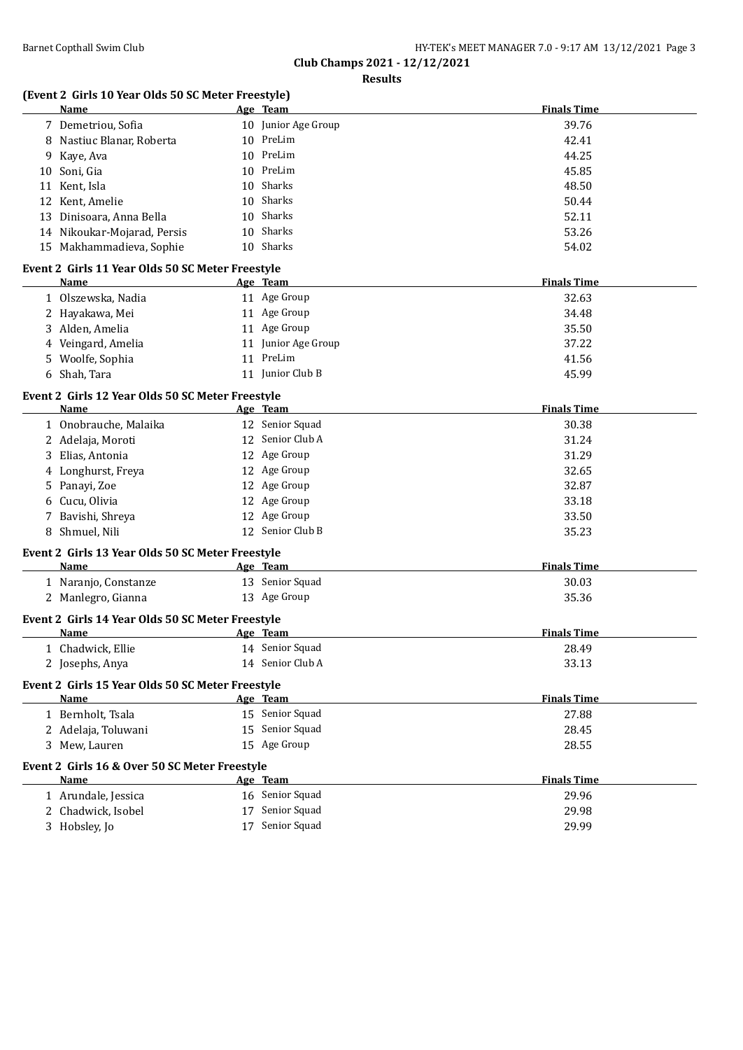**Club Champs 2021 - 12/12/2021**

**Results**

### (Event 2 Girls 10 Year Olds 50 SC Meter Freestyle)

| | Name | Age | Team | Finals Time |
|---|---|---|---|---|
| 7 | Demetriou, Sofia | 10 | Junior Age Group | 39.76 |
| 8 | Nastiuc Blanar, Roberta | 10 | PreLim | 42.41 |
| 9 | Kaye, Ava | 10 | PreLim | 44.25 |
| 10 | Soni, Gia | 10 | PreLim | 45.85 |
| 11 | Kent, Isla | 10 | Sharks | 48.50 |
| 12 | Kent, Amelie | 10 | Sharks | 50.44 |
| 13 | Dinisoara, Anna Bella | 10 | Sharks | 52.11 |
| 14 | Nikoukar-Mojarad, Persis | 10 | Sharks | 53.26 |
| 15 | Makhammadieva, Sophie | 10 | Sharks | 54.02 |

### Event 2 Girls 11 Year Olds 50 SC Meter Freestyle

| | Name | Age | Team | Finals Time |
|---|---|---|---|---|
| 1 | Olszewska, Nadia | 11 | Age Group | 32.63 |
| 2 | Hayakawa, Mei | 11 | Age Group | 34.48 |
| 3 | Alden, Amelia | 11 | Age Group | 35.50 |
| 4 | Veingard, Amelia | 11 | Junior Age Group | 37.22 |
| 5 | Woolfe, Sophia | 11 | PreLim | 41.56 |
| 6 | Shah, Tara | 11 | Junior Club B | 45.99 |

### Event 2 Girls 12 Year Olds 50 SC Meter Freestyle

| | Name | Age | Team | Finals Time |
|---|---|---|---|---|
| 1 | Onobrauche, Malaika | 12 | Senior Squad | 30.38 |
| 2 | Adelaja, Moroti | 12 | Senior Club A | 31.24 |
| 3 | Elias, Antonia | 12 | Age Group | 31.29 |
| 4 | Longhurst, Freya | 12 | Age Group | 32.65 |
| 5 | Panayi, Zoe | 12 | Age Group | 32.87 |
| 6 | Cucu, Olivia | 12 | Age Group | 33.18 |
| 7 | Bavishi, Shreya | 12 | Age Group | 33.50 |
| 8 | Shmuel, Nili | 12 | Senior Club B | 35.23 |

### Event 2 Girls 13 Year Olds 50 SC Meter Freestyle

| | Name | Age | Team | Finals Time |
|---|---|---|---|---|
| 1 | Naranjo, Constanze | 13 | Senior Squad | 30.03 |
| 2 | Manlegro, Gianna | 13 | Age Group | 35.36 |

### Event 2 Girls 14 Year Olds 50 SC Meter Freestyle

| | Name | Age | Team | Finals Time |
|---|---|---|---|---|
| 1 | Chadwick, Ellie | 14 | Senior Squad | 28.49 |
| 2 | Josephs, Anya | 14 | Senior Club A | 33.13 |

### Event 2 Girls 15 Year Olds 50 SC Meter Freestyle

| | Name | Age | Team | Finals Time |
|---|---|---|---|---|
| 1 | Bernholt, Tsala | 15 | Senior Squad | 27.88 |
| 2 | Adelaja, Toluwani | 15 | Senior Squad | 28.45 |
| 3 | Mew, Lauren | 15 | Age Group | 28.55 |

### Event 2 Girls 16 & Over 50 SC Meter Freestyle

| | Name | Age | Team | Finals Time |
|---|---|---|---|---|
| 1 | Arundale, Jessica | 16 | Senior Squad | 29.96 |
| 2 | Chadwick, Isobel | 17 | Senior Squad | 29.98 |
| 3 | Hobsley, Jo | 17 | Senior Squad | 29.99 |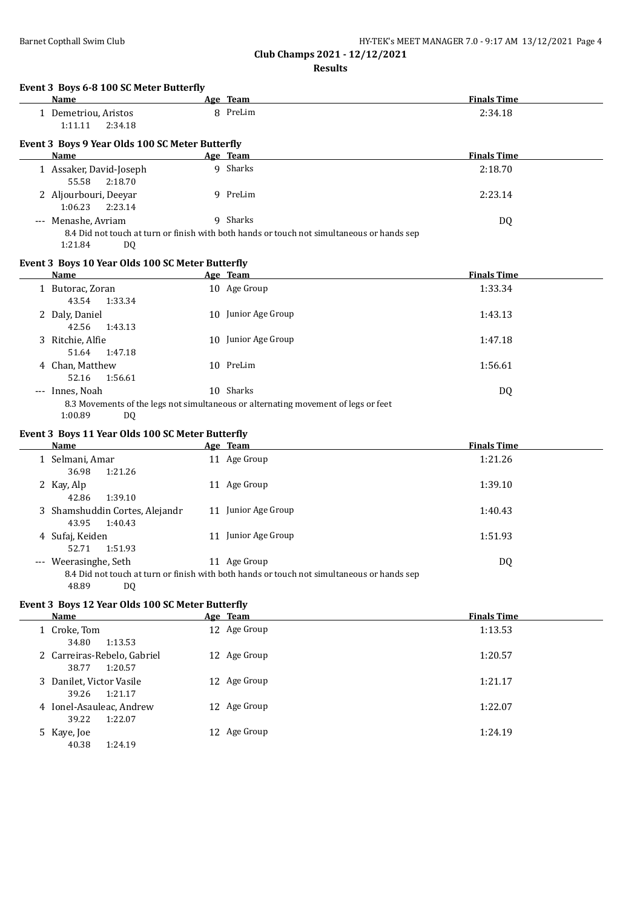**Club Champs 2021 - 12/12/2021**

**Results**

### Event 3 Boys 6-8 100 SC Meter Butterfly

| | Name | Age | Team | Finals Time |
|---|---|---|---|---|
| 1 | Demetriou, Aristos | 8 | PreLim | 2:34.18 |
| | 1:11.11 2:34.18 | | | |

### Event 3 Boys 9 Year Olds 100 SC Meter Butterfly

| | Name | Age | Team | Finals Time |
|---|---|---|---|---|
| 1 | Assaker, David-Joseph | 9 | Sharks | 2:18.70 |
| | 55.58 2:18.70 | | | |
| 2 | Aljourbouri, Deeyar | 9 | PreLim | 2:23.14 |
| | 1:06.23 2:23.14 | | | |
| --- | Menashe, Avriam | 9 | Sharks | DQ |
| | 8.4 Did not touch at turn or finish with both hands or touch not simultaneous or hands sep | | | |
| | 1:21.84 DQ | | | |

### Event 3 Boys 10 Year Olds 100 SC Meter Butterfly

| | Name | Age | Team | Finals Time |
|---|---|---|---|---|
| 1 | Butorac, Zoran | 10 | Age Group | 1:33.34 |
| | 43.54 1:33.34 | | | |
| 2 | Daly, Daniel | 10 | Junior Age Group | 1:43.13 |
| | 42.56 1:43.13 | | | |
| 3 | Ritchie, Alfie | 10 | Junior Age Group | 1:47.18 |
| | 51.64 1:47.18 | | | |
| 4 | Chan, Matthew | 10 | PreLim | 1:56.61 |
| | 52.16 1:56.61 | | | |
| --- | Innes, Noah | 10 | Sharks | DQ |
| | 8.3 Movements of the legs not simultaneous or alternating movement of legs or feet | | | |
| | 1:00.89 DQ | | | |

### Event 3 Boys 11 Year Olds 100 SC Meter Butterfly

| | Name | Age | Team | Finals Time |
|---|---|---|---|---|
| 1 | Selmani, Amar | 11 | Age Group | 1:21.26 |
| | 36.98 1:21.26 | | | |
| 2 | Kay, Alp | 11 | Age Group | 1:39.10 |
| | 42.86 1:39.10 | | | |
| 3 | Shamshuddin Cortes, Alejandr | 11 | Junior Age Group | 1:40.43 |
| | 43.95 1:40.43 | | | |
| 4 | Sufaj, Keiden | 11 | Junior Age Group | 1:51.93 |
| | 52.71 1:51.93 | | | |
| --- | Weerasinghe, Seth | 11 | Age Group | DQ |
| | 8.4 Did not touch at turn or finish with both hands or touch not simultaneous or hands sep | | | |
| | 48.89 DQ | | | |

### Event 3 Boys 12 Year Olds 100 SC Meter Butterfly

| | Name | Age | Team | Finals Time |
|---|---|---|---|---|
| 1 | Croke, Tom | 12 | Age Group | 1:13.53 |
| | 34.80 1:13.53 | | | |
| 2 | Carreiras-Rebelo, Gabriel | 12 | Age Group | 1:20.57 |
| | 38.77 1:20.57 | | | |
| 3 | Danilet, Victor Vasile | 12 | Age Group | 1:21.17 |
| | 39.26 1:21.17 | | | |
| 4 | Ionel-Asauleac, Andrew | 12 | Age Group | 1:22.07 |
| | 39.22 1:22.07 | | | |
| 5 | Kaye, Joe | 12 | Age Group | 1:24.19 |
| | 40.38 1:24.19 | | | |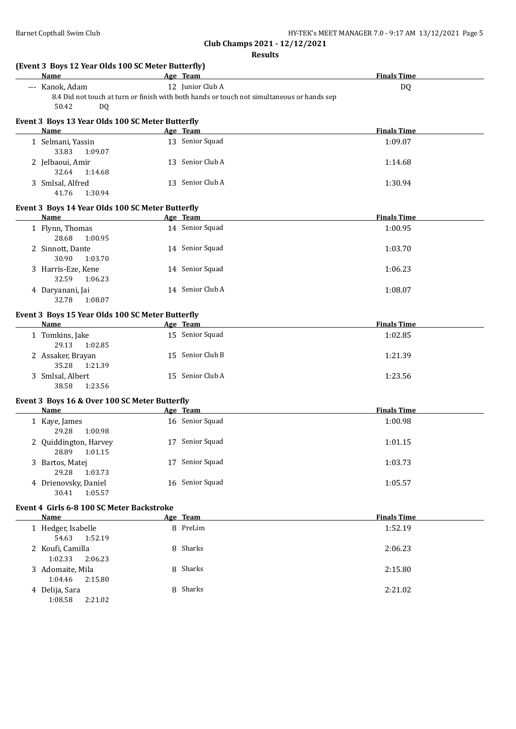**Club Champs 2021 - 12/12/2021**

**Results**

### (Event 3 Boys 12 Year Olds 100 SC Meter Butterfly)

| Name | Age | Team | Finals Time |
|---|---|---|---|
| --- Kanok, Adam | 12 | Junior Club A | DQ |

8.4 Did not touch at turn or finish with both hands or touch not simultaneous or hands sep

50.42 DQ

### Event 3 Boys 13 Year Olds 100 SC Meter Butterfly

| Name | Age | Team | Finals Time |
|---|---|---|---|
| 1 Selmani, Yassin | 13 | Senior Squad | 1:09.07 |
| 33.83 1:09.07 | | | |
| 2 Jelbaoui, Amir | 13 | Senior Club A | 1:14.68 |
| 32.64 1:14.68 | | | |
| 3 Smlsal, Alfred | 13 | Senior Club A | 1:30.94 |
| 41.76 1:30.94 | | | |

### Event 3 Boys 14 Year Olds 100 SC Meter Butterfly

| Name | Age | Team | Finals Time |
|---|---|---|---|
| 1 Flynn, Thomas | 14 | Senior Squad | 1:00.95 |
| 28.68 1:00.95 | | | |
| 2 Sinnott, Dante | 14 | Senior Squad | 1:03.70 |
| 30.90 1:03.70 | | | |
| 3 Harris-Eze, Kene | 14 | Senior Squad | 1:06.23 |
| 32.59 1:06.23 | | | |
| 4 Daryanani, Jai | 14 | Senior Club A | 1:08.07 |
| 32.78 1:08.07 | | | |

### Event 3 Boys 15 Year Olds 100 SC Meter Butterfly

| Name | Age | Team | Finals Time |
|---|---|---|---|
| 1 Tomkins, Jake | 15 | Senior Squad | 1:02.85 |
| 29.13 1:02.85 | | | |
| 2 Assaker, Brayan | 15 | Senior Club B | 1:21.39 |
| 35.28 1:21.39 | | | |
| 3 Smlsal, Albert | 15 | Senior Club A | 1:23.56 |
| 38.58 1:23.56 | | | |

### Event 3 Boys 16 & Over 100 SC Meter Butterfly

| Name | Age | Team | Finals Time |
|---|---|---|---|
| 1 Kaye, James | 16 | Senior Squad | 1:00.98 |
| 29.28 1:00.98 | | | |
| 2 Quiddington, Harvey | 17 | Senior Squad | 1:01.15 |
| 28.89 1:01.15 | | | |
| 3 Bartos, Matej | 17 | Senior Squad | 1:03.73 |
| 29.28 1:03.73 | | | |
| 4 Drienovsky, Daniel | 16 | Senior Squad | 1:05.57 |
| 30.41 1:05.57 | | | |

### Event 4 Girls 6-8 100 SC Meter Backstroke

| Name | Age | Team | Finals Time |
|---|---|---|---|
| 1 Hedger, Isabelle | 8 | PreLim | 1:52.19 |
| 54.63 1:52.19 | | | |
| 2 Koufi, Camilla | 8 | Sharks | 2:06.23 |
| 1:02.33 2:06.23 | | | |
| 3 Adomaite, Mila | 8 | Sharks | 2:15.80 |
| 1:04.46 2:15.80 | | | |
| 4 Delija, Sara | 8 | Sharks | 2:21.02 |
| 1:08.58 2:21.02 | | | |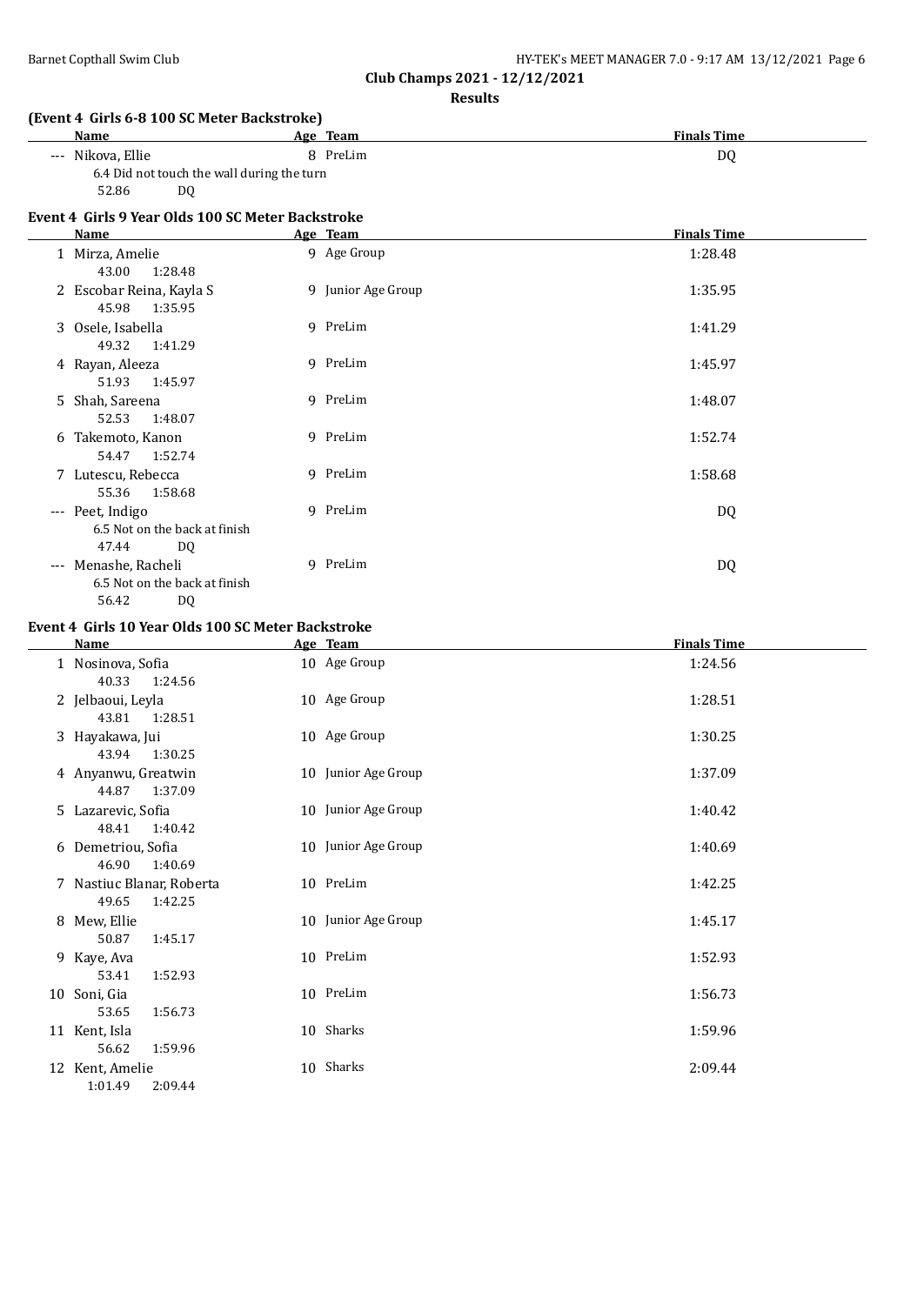**Club Champs 2021 - 12/12/2021**

**Results**

### (Event 4 Girls 6-8 100 SC Meter Backstroke)

| | Name | Age | Team | Finals Time |
|---|---|---|---|---|
| --- | Nikova, Ellie | 8 | PreLim | DQ |
| | 6.4 Did not touch the wall during the turn | | | |
| | 52.86 DQ | | | |

### Event 4 Girls 9 Year Olds 100 SC Meter Backstroke

| | Name | Age | Team | Finals Time |
|---|---|---|---|---|
| 1 | Mirza, Amelie | 9 | Age Group | 1:28.48 |
| | 43.00 1:28.48 | | | |
| 2 | Escobar Reina, Kayla S | 9 | Junior Age Group | 1:35.95 |
| | 45.98 1:35.95 | | | |
| 3 | Osele, Isabella | 9 | PreLim | 1:41.29 |
| | 49.32 1:41.29 | | | |
| 4 | Rayan, Aleeza | 9 | PreLim | 1:45.97 |
| | 51.93 1:45.97 | | | |
| 5 | Shah, Sareena | 9 | PreLim | 1:48.07 |
| | 52.53 1:48.07 | | | |
| 6 | Takemoto, Kanon | 9 | PreLim | 1:52.74 |
| | 54.47 1:52.74 | | | |
| 7 | Lutescu, Rebecca | 9 | PreLim | 1:58.68 |
| | 55.36 1:58.68 | | | |
| --- | Peet, Indigo | 9 | PreLim | DQ |
| | 6.5 Not on the back at finish | | | |
| | 47.44 DQ | | | |
| --- | Menashe, Racheli | 9 | PreLim | DQ |
| | 6.5 Not on the back at finish | | | |
| | 56.42 DQ | | | |

### Event 4 Girls 10 Year Olds 100 SC Meter Backstroke

| | Name | Age | Team | Finals Time |
|---|---|---|---|---|
| 1 | Nosinova, Sofia | 10 | Age Group | 1:24.56 |
| | 40.33 1:24.56 | | | |
| 2 | Jelbaoui, Leyla | 10 | Age Group | 1:28.51 |
| | 43.81 1:28.51 | | | |
| 3 | Hayakawa, Jui | 10 | Age Group | 1:30.25 |
| | 43.94 1:30.25 | | | |
| 4 | Anyanwu, Greatwin | 10 | Junior Age Group | 1:37.09 |
| | 44.87 1:37.09 | | | |
| 5 | Lazarevic, Sofia | 10 | Junior Age Group | 1:40.42 |
| | 48.41 1:40.42 | | | |
| 6 | Demetriou, Sofia | 10 | Junior Age Group | 1:40.69 |
| | 46.90 1:40.69 | | | |
| 7 | Nastiuc Blanar, Roberta | 10 | PreLim | 1:42.25 |
| | 49.65 1:42.25 | | | |
| 8 | Mew, Ellie | 10 | Junior Age Group | 1:45.17 |
| | 50.87 1:45.17 | | | |
| 9 | Kaye, Ava | 10 | PreLim | 1:52.93 |
| | 53.41 1:52.93 | | | |
| 10 | Soni, Gia | 10 | PreLim | 1:56.73 |
| | 53.65 1:56.73 | | | |
| 11 | Kent, Isla | 10 | Sharks | 1:59.96 |
| | 56.62 1:59.96 | | | |
| 12 | Kent, Amelie | 10 | Sharks | 2:09.44 |
| | 1:01.49 2:09.44 | | | |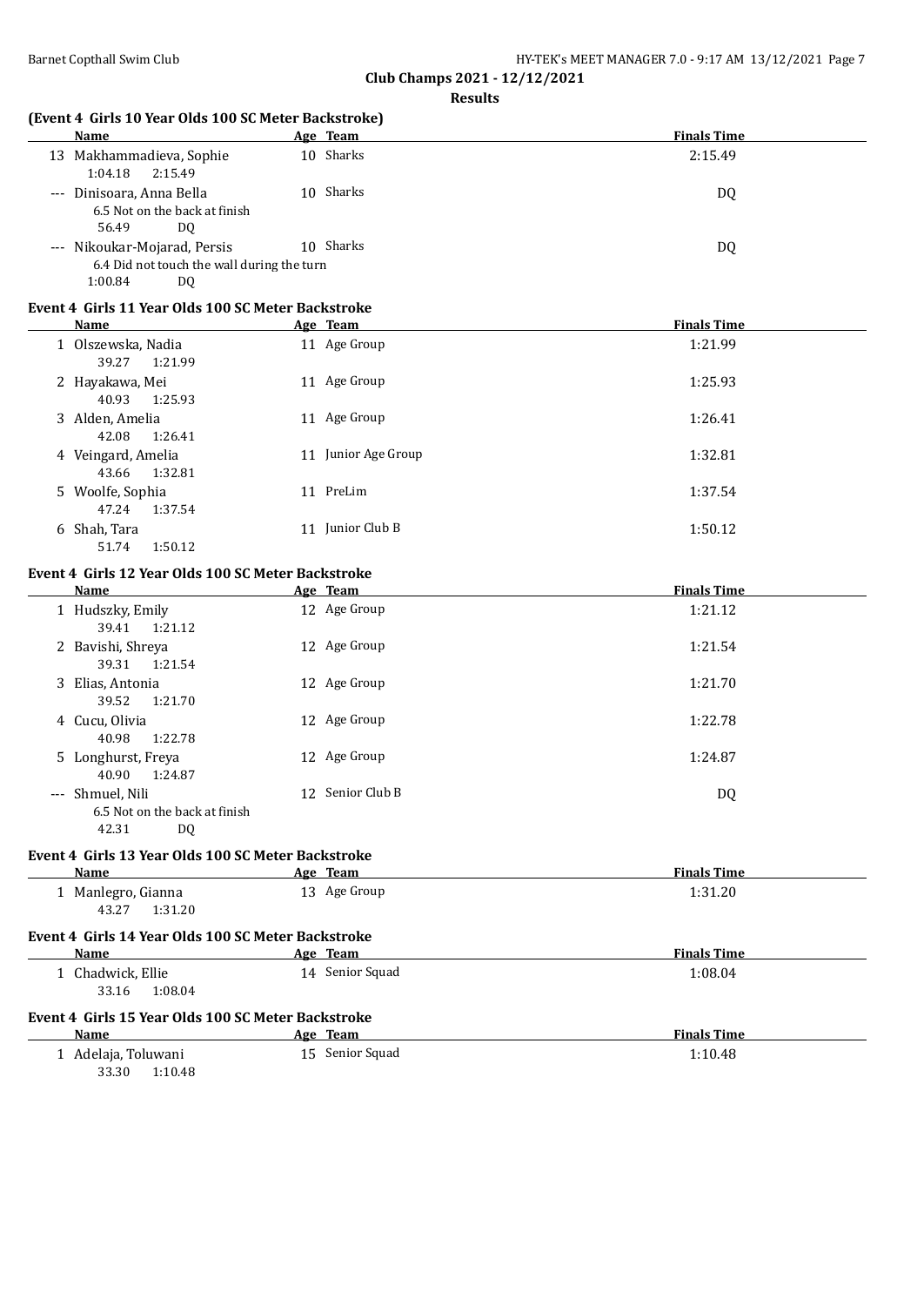**Club Champs 2021 - 12/12/2021**

**Results**

### (Event 4 Girls 10 Year Olds 100 SC Meter Backstroke)

| | Name | Age | Team | Finals Time |
|---|---|---|---|---|
| 13 | Makhammadieva, Sophie | 10 | Sharks | 2:15.49 |
| | 1:04.18 2:15.49 | | | |
| --- | Dinisoara, Anna Bella | 10 | Sharks | DQ |
| | 6.5 Not on the back at finish | | | |
| | 56.49 DQ | | | |
| --- | Nikoukar-Mojarad, Persis | 10 | Sharks | DQ |
| | 6.4 Did not touch the wall during the turn | | | |
| | 1:00.84 DQ | | | |

### Event 4 Girls 11 Year Olds 100 SC Meter Backstroke

| | Name | Age | Team | Finals Time |
|---|---|---|---|---|
| 1 | Olszewska, Nadia | 11 | Age Group | 1:21.99 |
| | 39.27 1:21.99 | | | |
| 2 | Hayakawa, Mei | 11 | Age Group | 1:25.93 |
| | 40.93 1:25.93 | | | |
| 3 | Alden, Amelia | 11 | Age Group | 1:26.41 |
| | 42.08 1:26.41 | | | |
| 4 | Veingard, Amelia | 11 | Junior Age Group | 1:32.81 |
| | 43.66 1:32.81 | | | |
| 5 | Woolfe, Sophia | 11 | PreLim | 1:37.54 |
| | 47.24 1:37.54 | | | |
| 6 | Shah, Tara | 11 | Junior Club B | 1:50.12 |
| | 51.74 1:50.12 | | | |

### Event 4 Girls 12 Year Olds 100 SC Meter Backstroke

| | Name | Age | Team | Finals Time |
|---|---|---|---|---|
| 1 | Hudszky, Emily | 12 | Age Group | 1:21.12 |
| | 39.41 1:21.12 | | | |
| 2 | Bavishi, Shreya | 12 | Age Group | 1:21.54 |
| | 39.31 1:21.54 | | | |
| 3 | Elias, Antonia | 12 | Age Group | 1:21.70 |
| | 39.52 1:21.70 | | | |
| 4 | Cucu, Olivia | 12 | Age Group | 1:22.78 |
| | 40.98 1:22.78 | | | |
| 5 | Longhurst, Freya | 12 | Age Group | 1:24.87 |
| | 40.90 1:24.87 | | | |
| --- | Shmuel, Nili | 12 | Senior Club B | DQ |
| | 6.5 Not on the back at finish | | | |
| | 42.31 DQ | | | |

### Event 4 Girls 13 Year Olds 100 SC Meter Backstroke

| | Name | Age | Team | Finals Time |
|---|---|---|---|---|
| 1 | Manlegro, Gianna | 13 | Age Group | 1:31.20 |
| | 43.27 1:31.20 | | | |

### Event 4 Girls 14 Year Olds 100 SC Meter Backstroke

| | Name | Age | Team | Finals Time |
|---|---|---|---|---|
| 1 | Chadwick, Ellie | 14 | Senior Squad | 1:08.04 |
| | 33.16 1:08.04 | | | |

### Event 4 Girls 15 Year Olds 100 SC Meter Backstroke

| | Name | Age | Team | Finals Time |
|---|---|---|---|---|
| 1 | Adelaja, Toluwani | 15 | Senior Squad | 1:10.48 |
| | 33.30 1:10.48 | | | |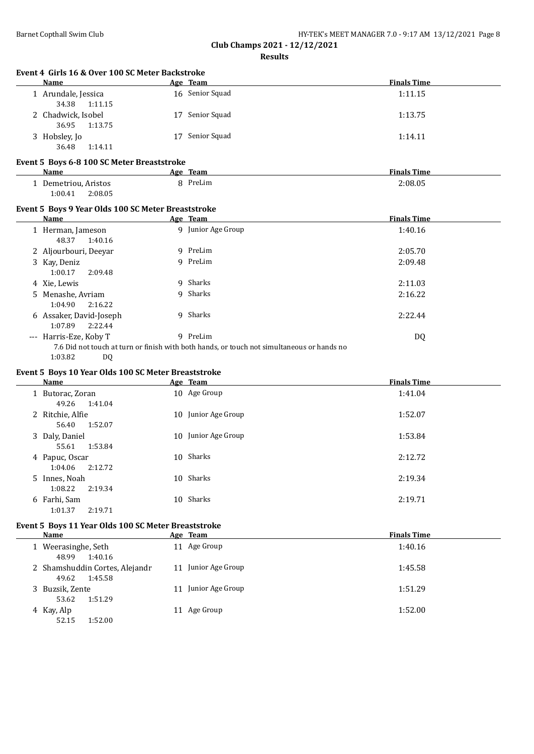## Club Champs 2021 - 12/12/2021

### Results

#### Event 4 Girls 16 & Over 100 SC Meter Backstroke

| Name | Age | Team | Finals Time |
|---|---|---|---|
| 1 Arundale, Jessica | 16 | Senior Squad | 1:11.15 |
| 34.38 1:11.15 | | | |
| 2 Chadwick, Isobel | 17 | Senior Squad | 1:13.75 |
| 36.95 1:13.75 | | | |
| 3 Hobsley, Jo | 17 | Senior Squad | 1:14.11 |
| 36.48 1:14.11 | | | |

#### Event 5 Boys 6-8 100 SC Meter Breaststroke

| Name | Age | Team | Finals Time |
|---|---|---|---|
| 1 Demetriou, Aristos | 8 | PreLim | 2:08.05 |
| 1:00.41 2:08.05 | | | |

#### Event 5 Boys 9 Year Olds 100 SC Meter Breaststroke

| Name | Age | Team | Finals Time |
|---|---|---|---|
| 1 Herman, Jameson | 9 | Junior Age Group | 1:40.16 |
| 48.37 1:40.16 | | | |
| 2 Aljourbouri, Deeyar | 9 | PreLim | 2:05.70 |
| 3 Kay, Deniz | 9 | PreLim | 2:09.48 |
| 1:00.17 2:09.48 | | | |
| 4 Xie, Lewis | 9 | Sharks | 2:11.03 |
| 5 Menashe, Avriam | 9 | Sharks | 2:16.22 |
| 1:04.90 2:16.22 | | | |
| 6 Assaker, David-Joseph | 9 | Sharks | 2:22.44 |
| 1:07.89 2:22.44 | | | |
| --- Harris-Eze, Koby T | 9 | PreLim | DQ |
| 7.6 Did not touch at turn or finish with both hands, or touch not simultaneous or hands no | | | |
| 1:03.82 DQ | | | |

#### Event 5 Boys 10 Year Olds 100 SC Meter Breaststroke

| Name | Age | Team | Finals Time |
|---|---|---|---|
| 1 Butorac, Zoran | 10 | Age Group | 1:41.04 |
| 49.26 1:41.04 | | | |
| 2 Ritchie, Alfie | 10 | Junior Age Group | 1:52.07 |
| 56.40 1:52.07 | | | |
| 3 Daly, Daniel | 10 | Junior Age Group | 1:53.84 |
| 55.61 1:53.84 | | | |
| 4 Papuc, Oscar | 10 | Sharks | 2:12.72 |
| 1:04.06 2:12.72 | | | |
| 5 Innes, Noah | 10 | Sharks | 2:19.34 |
| 1:08.22 2:19.34 | | | |
| 6 Farhi, Sam | 10 | Sharks | 2:19.71 |
| 1:01.37 2:19.71 | | | |

#### Event 5 Boys 11 Year Olds 100 SC Meter Breaststroke

| Name | Age | Team | Finals Time |
|---|---|---|---|
| 1 Weerasinghe, Seth | 11 | Age Group | 1:40.16 |
| 48.99 1:40.16 | | | |
| 2 Shamshuddin Cortes, Alejandr | 11 | Junior Age Group | 1:45.58 |
| 49.62 1:45.58 | | | |
| 3 Buzsik, Zente | 11 | Junior Age Group | 1:51.29 |
| 53.62 1:51.29 | | | |
| 4 Kay, Alp | 11 | Age Group | 1:52.00 |
| 52.15 1:52.00 | | | |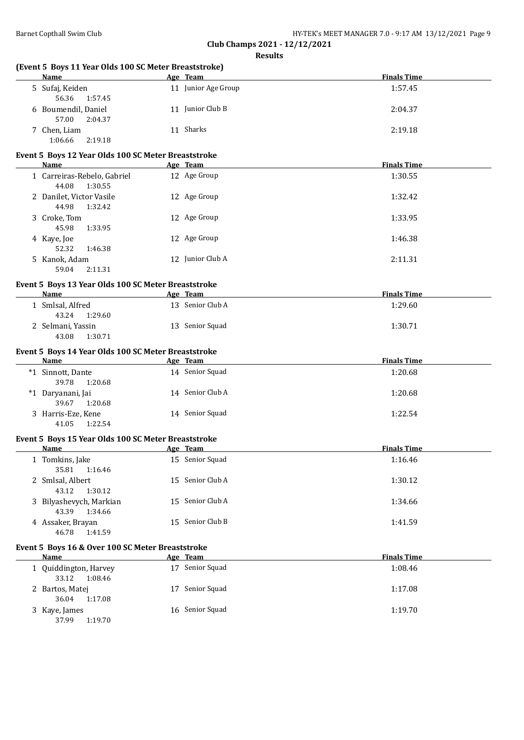**Club Champs 2021 - 12/12/2021**

**Results**

### (Event 5 Boys 11 Year Olds 100 SC Meter Breaststroke)

| | Name | Age | Team | Finals Time |
|---|---|---|---|---|
| 5 | Sufaj, Keiden | 11 | Junior Age Group | 1:57.45 |
| | 56.36 1:57.45 | | | |
| 6 | Boumendil, Daniel | 11 | Junior Club B | 2:04.37 |
| | 57.00 2:04.37 | | | |
| 7 | Chen, Liam | 11 | Sharks | 2:19.18 |
| | 1:06.66 2:19.18 | | | |

### Event 5 Boys 12 Year Olds 100 SC Meter Breaststroke

| | Name | Age | Team | Finals Time |
|---|---|---|---|---|
| 1 | Carreiras-Rebelo, Gabriel | 12 | Age Group | 1:30.55 |
| | 44.08 1:30.55 | | | |
| 2 | Danilet, Victor Vasile | 12 | Age Group | 1:32.42 |
| | 44.98 1:32.42 | | | |
| 3 | Croke, Tom | 12 | Age Group | 1:33.95 |
| | 45.98 1:33.95 | | | |
| 4 | Kaye, Joe | 12 | Age Group | 1:46.38 |
| | 52.32 1:46.38 | | | |
| 5 | Kanok, Adam | 12 | Junior Club A | 2:11.31 |
| | 59.04 2:11.31 | | | |

### Event 5 Boys 13 Year Olds 100 SC Meter Breaststroke

| | Name | Age | Team | Finals Time |
|---|---|---|---|---|
| 1 | Smlsal, Alfred | 13 | Senior Club A | 1:29.60 |
| | 43.24 1:29.60 | | | |
| 2 | Selmani, Yassin | 13 | Senior Squad | 1:30.71 |
| | 43.08 1:30.71 | | | |

### Event 5 Boys 14 Year Olds 100 SC Meter Breaststroke

| | Name | Age | Team | Finals Time |
|---|---|---|---|---|
| *1 | Sinnott, Dante | 14 | Senior Squad | 1:20.68 |
| | 39.78 1:20.68 | | | |
| *1 | Daryanani, Jai | 14 | Senior Club A | 1:20.68 |
| | 39.67 1:20.68 | | | |
| 3 | Harris-Eze, Kene | 14 | Senior Squad | 1:22.54 |
| | 41.05 1:22.54 | | | |

### Event 5 Boys 15 Year Olds 100 SC Meter Breaststroke

| | Name | Age | Team | Finals Time |
|---|---|---|---|---|
| 1 | Tomkins, Jake | 15 | Senior Squad | 1:16.46 |
| | 35.81 1:16.46 | | | |
| 2 | Smlsal, Albert | 15 | Senior Club A | 1:30.12 |
| | 43.12 1:30.12 | | | |
| 3 | Bilyashevych, Markian | 15 | Senior Club A | 1:34.66 |
| | 43.39 1:34.66 | | | |
| 4 | Assaker, Brayan | 15 | Senior Club B | 1:41.59 |
| | 46.78 1:41.59 | | | |

### Event 5 Boys 16 & Over 100 SC Meter Breaststroke

| | Name | Age | Team | Finals Time |
|---|---|---|---|---|
| 1 | Quiddington, Harvey | 17 | Senior Squad | 1:08.46 |
| | 33.12 1:08.46 | | | |
| 2 | Bartos, Matej | 17 | Senior Squad | 1:17.08 |
| | 36.04 1:17.08 | | | |
| 3 | Kaye, James | 16 | Senior Squad | 1:19.70 |
| | 37.99 1:19.70 | | | |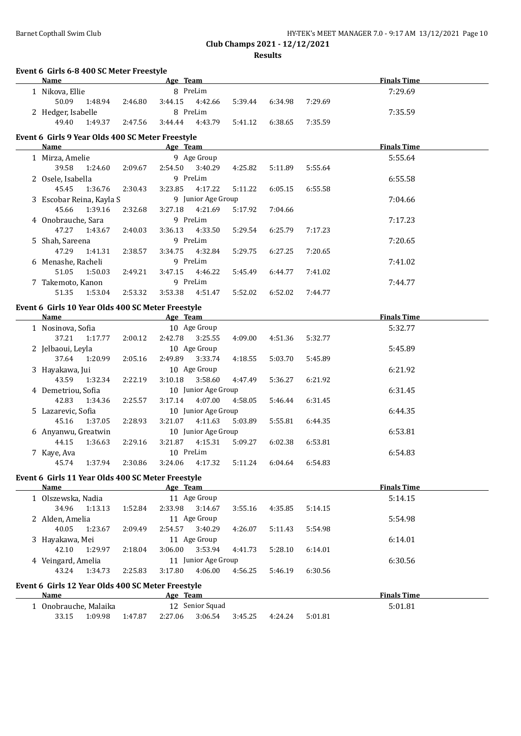Barnet Copthall Swim Club

## Club Champs 2021 - 12/12/2021

### Results

#### Event 6 Girls 6-8 400 SC Meter Freestyle

| Name | Age | Team | Finals Time |
|---|---|---|---|
| 1 Nikova, Ellie | 8 | PreLim | 7:29.69 |
| 50.09 1:48.94 2:46.80 3:44.15 4:42.66 5:39.44 6:34.98 7:29.69 | | | |
| 2 Hedger, Isabelle | 8 | PreLim | 7:35.59 |
| 49.40 1:49.37 2:47.56 3:44.44 4:43.79 5:41.12 6:38.65 7:35.59 | | | |

#### Event 6 Girls 9 Year Olds 400 SC Meter Freestyle

| Name | Age | Team | Finals Time |
|---|---|---|---|
| 1 Mirza, Amelie | 9 | Age Group | 5:55.64 |
| 39.58 1:24.60 2:09.67 2:54.50 3:40.29 4:25.82 5:11.89 5:55.64 | | | |
| 2 Osele, Isabella | 9 | PreLim | 6:55.58 |
| 45.45 1:36.76 2:30.43 3:23.85 4:17.22 5:11.22 6:05.15 6:55.58 | | | |
| 3 Escobar Reina, Kayla S | 9 | Junior Age Group | 7:04.66 |
| 45.66 1:39.16 2:32.68 3:27.18 4:21.69 5:17.92 7:04.66 | | | |
| 4 Onobrauche, Sara | 9 | PreLim | 7:17.23 |
| 47.27 1:43.67 2:40.03 3:36.13 4:33.50 5:29.54 6:25.79 7:17.23 | | | |
| 5 Shah, Sareena | 9 | PreLim | 7:20.65 |
| 47.29 1:41.31 2:38.57 3:34.75 4:32.84 5:29.75 6:27.25 7:20.65 | | | |
| 6 Menashe, Racheli | 9 | PreLim | 7:41.02 |
| 51.05 1:50.03 2:49.21 3:47.15 4:46.22 5:45.49 6:44.77 7:41.02 | | | |
| 7 Takemoto, Kanon | 9 | PreLim | 7:44.77 |
| 51.35 1:53.04 2:53.32 3:53.38 4:51.47 5:52.02 6:52.02 7:44.77 | | | |

#### Event 6 Girls 10 Year Olds 400 SC Meter Freestyle

| Name | Age | Team | Finals Time |
|---|---|---|---|
| 1 Nosinova, Sofia | 10 | Age Group | 5:32.77 |
| 37.21 1:17.77 2:00.12 2:42.78 3:25.55 4:09.00 4:51.36 5:32.77 | | | |
| 2 Jelbaoui, Leyla | 10 | Age Group | 5:45.89 |
| 37.64 1:20.99 2:05.16 2:49.89 3:33.74 4:18.55 5:03.70 5:45.89 | | | |
| 3 Hayakawa, Jui | 10 | Age Group | 6:21.92 |
| 43.59 1:32.34 2:22.19 3:10.18 3:58.60 4:47.49 5:36.27 6:21.92 | | | |
| 4 Demetriou, Sofia | 10 | Junior Age Group | 6:31.45 |
| 42.83 1:34.36 2:25.57 3:17.14 4:07.00 4:58.05 5:46.44 6:31.45 | | | |
| 5 Lazarevic, Sofia | 10 | Junior Age Group | 6:44.35 |
| 45.16 1:37.05 2:28.93 3:21.07 4:11.63 5:03.89 5:55.81 6:44.35 | | | |
| 6 Anyanwu, Greatwin | 10 | Junior Age Group | 6:53.81 |
| 44.15 1:36.63 2:29.16 3:21.87 4:15.31 5:09.27 6:02.38 6:53.81 | | | |
| 7 Kaye, Ava | 10 | PreLim | 6:54.83 |
| 45.74 1:37.94 2:30.86 3:24.06 4:17.32 5:11.24 6:04.64 6:54.83 | | | |

#### Event 6 Girls 11 Year Olds 400 SC Meter Freestyle

| Name | Age | Team | Finals Time |
|---|---|---|---|
| 1 Olszewska, Nadia | 11 | Age Group | 5:14.15 |
| 34.96 1:13.13 1:52.84 2:33.98 3:14.67 3:55.16 4:35.85 5:14.15 | | | |
| 2 Alden, Amelia | 11 | Age Group | 5:54.98 |
| 40.05 1:23.67 2:09.49 2:54.57 3:40.29 4:26.07 5:11.43 5:54.98 | | | |
| 3 Hayakawa, Mei | 11 | Age Group | 6:14.01 |
| 42.10 1:29.97 2:18.04 3:06.00 3:53.94 4:41.73 5:28.10 6:14.01 | | | |
| 4 Veingard, Amelia | 11 | Junior Age Group | 6:30.56 |
| 43.24 1:34.73 2:25.83 3:17.80 4:06.00 4:56.25 5:46.19 6:30.56 | | | |

#### Event 6 Girls 12 Year Olds 400 SC Meter Freestyle

| Name | Age | Team | Finals Time |
|---|---|---|---|
| 1 Onobrauche, Malaika | 12 | Senior Squad | 5:01.81 |
| 33.15 1:09.98 1:47.87 2:27.06 3:06.54 3:45.25 4:24.24 5:01.81 | | | |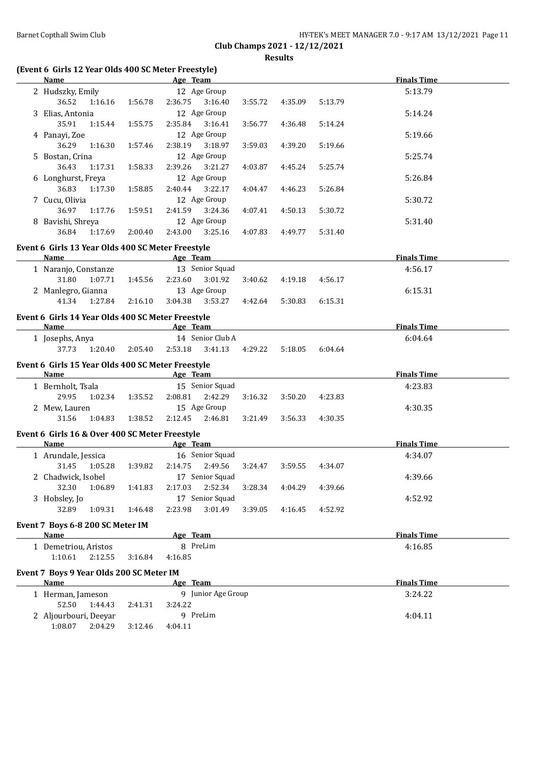**Club Champs 2021 - 12/12/2021**

**Results**

## (Event 6 Girls 12 Year Olds 400 SC Meter Freestyle)

| | Name | Age | Team | Finals Time |
|---|---|---|---|---|
| 2 | Hudszky, Emily | 12 | Age Group | 5:13.79 |
| | 36.52 1:16.16 1:56.78 2:36.75 3:16.40 3:55.72 4:35.09 5:13.79 | | | |
| 3 | Elias, Antonia | 12 | Age Group | 5:14.24 |
| | 35.91 1:15.44 1:55.75 2:35.84 3:16.41 3:56.77 4:36.48 5:14.24 | | | |
| 4 | Panayi, Zoe | 12 | Age Group | 5:19.66 |
| | 36.29 1:16.30 1:57.46 2:38.19 3:18.97 3:59.03 4:39.20 5:19.66 | | | |
| 5 | Bostan, Crina | 12 | Age Group | 5:25.74 |
| | 36.43 1:17.31 1:58.33 2:39.26 3:21.27 4:03.87 4:45.24 5:25.74 | | | |
| 6 | Longhurst, Freya | 12 | Age Group | 5:26.84 |
| | 36.83 1:17.30 1:58.85 2:40.44 3:22.17 4:04.47 4:46.23 5:26.84 | | | |
| 7 | Cucu, Olivia | 12 | Age Group | 5:30.72 |
| | 36.97 1:17.76 1:59.51 2:41.59 3:24.36 4:07.41 4:50.13 5:30.72 | | | |
| 8 | Bavishi, Shreya | 12 | Age Group | 5:31.40 |
| | 36.84 1:17.69 2:00.40 2:43.00 3:25.16 4:07.83 4:49.77 5:31.40 | | | |

## Event 6 Girls 13 Year Olds 400 SC Meter Freestyle

| | Name | Age | Team | Finals Time |
|---|---|---|---|---|
| 1 | Naranjo, Constanze | 13 | Senior Squad | 4:56.17 |
| | 31.80 1:07.71 1:45.56 2:23.60 3:01.92 3:40.62 4:19.18 4:56.17 | | | |
| 2 | Manlegro, Gianna | 13 | Age Group | 6:15.31 |
| | 41.34 1:27.84 2:16.10 3:04.38 3:53.27 4:42.64 5:30.83 6:15.31 | | | |

## Event 6 Girls 14 Year Olds 400 SC Meter Freestyle

| | Name | Age | Team | Finals Time |
|---|---|---|---|---|
| 1 | Josephs, Anya | 14 | Senior Club A | 6:04.64 |
| | 37.73 1:20.40 2:05.40 2:53.18 3:41.13 4:29.22 5:18.05 6:04.64 | | | |

## Event 6 Girls 15 Year Olds 400 SC Meter Freestyle

| | Name | Age | Team | Finals Time |
|---|---|---|---|---|
| 1 | Bernholt, Tsala | 15 | Senior Squad | 4:23.83 |
| | 29.95 1:02.34 1:35.52 2:08.81 2:42.29 3:16.32 3:50.20 4:23.83 | | | |
| 2 | Mew, Lauren | 15 | Age Group | 4:30.35 |
| | 31.56 1:04.83 1:38.52 2:12.45 2:46.81 3:21.49 3:56.33 4:30.35 | | | |

## Event 6 Girls 16 & Over 400 SC Meter Freestyle

| | Name | Age | Team | Finals Time |
|---|---|---|---|---|
| 1 | Arundale, Jessica | 16 | Senior Squad | 4:34.07 |
| | 31.45 1:05.28 1:39.82 2:14.75 2:49.56 3:24.47 3:59.55 4:34.07 | | | |
| 2 | Chadwick, Isobel | 17 | Senior Squad | 4:39.66 |
| | 32.30 1:06.89 1:41.83 2:17.03 2:52.34 3:28.34 4:04.29 4:39.66 | | | |
| 3 | Hobsley, Jo | 17 | Senior Squad | 4:52.92 |
| | 32.89 1:09.31 1:46.48 2:23.98 3:01.49 3:39.05 4:16.45 4:52.92 | | | |

## Event 7 Boys 6-8 200 SC Meter IM

| | Name | Age | Team | Finals Time |
|---|---|---|---|---|
| 1 | Demetriou, Aristos | 8 | PreLim | 4:16.85 |
| | 1:10.61 2:12.55 3:16.84 4:16.85 | | | |

## Event 7 Boys 9 Year Olds 200 SC Meter IM

| | Name | Age | Team | Finals Time |
|---|---|---|---|---|
| 1 | Herman, Jameson | 9 | Junior Age Group | 3:24.22 |
| | 52.50 1:44.43 2:41.31 3:24.22 | | | |
| 2 | Aljourbouri, Deeyar | 9 | PreLim | 4:04.11 |
| | 1:08.07 2:04.29 3:12.46 4:04.11 | | | |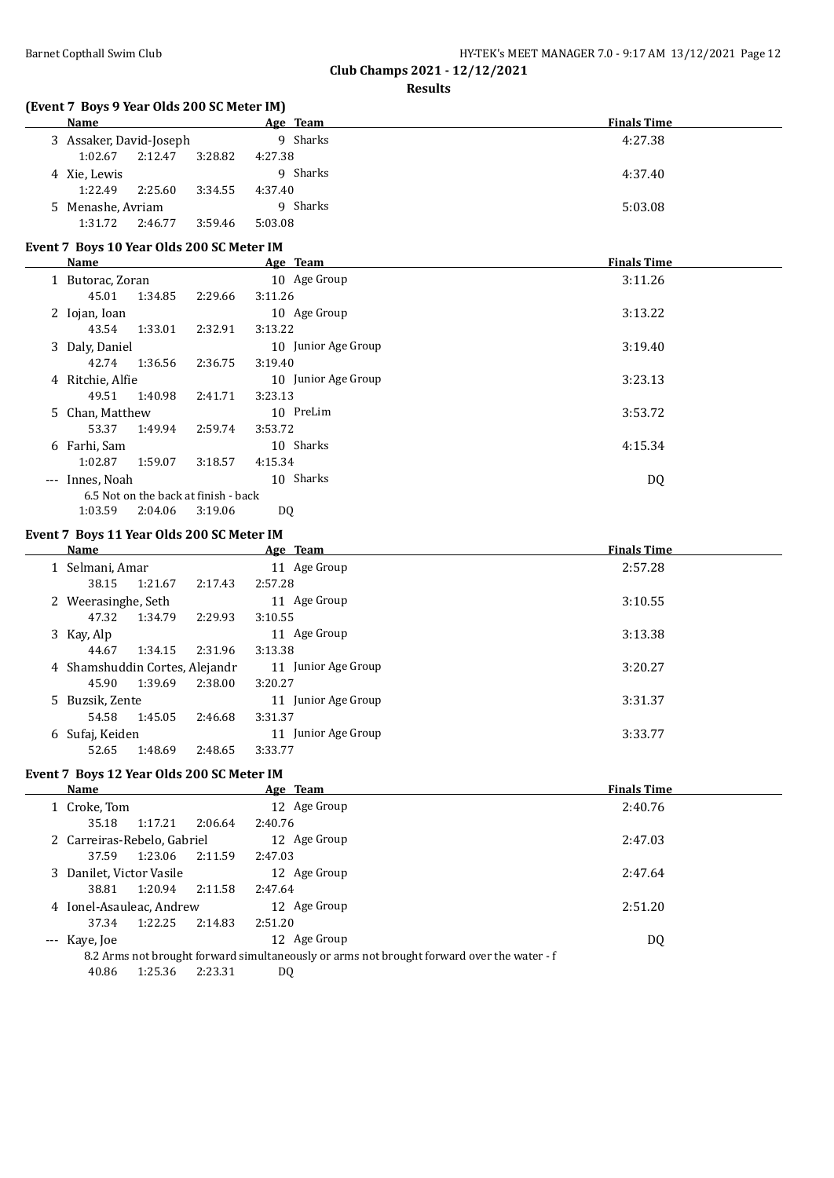Club Champs 2021 - 12/12/2021

**Results**

## (Event 7 Boys 9 Year Olds 200 SC Meter IM)

| | Name | Age | Team | Finals Time |
|---|---|---|---|---|
| 3 | Assaker, David-Joseph | 9 | Sharks | 4:27.38 |
| | 1:02.67 2:12.47 3:28.82 4:27.38 | | | |
| 4 | Xie, Lewis | 9 | Sharks | 4:37.40 |
| | 1:22.49 2:25.60 3:34.55 4:37.40 | | | |
| 5 | Menashe, Avriam | 9 | Sharks | 5:03.08 |
| | 1:31.72 2:46.77 3:59.46 5:03.08 | | | |

## Event 7 Boys 10 Year Olds 200 SC Meter IM

| | Name | Age | Team | Finals Time |
|---|---|---|---|---|
| 1 | Butorac, Zoran | 10 | Age Group | 3:11.26 |
| | 45.01 1:34.85 2:29.66 3:11.26 | | | |
| 2 | Iojan, Ioan | 10 | Age Group | 3:13.22 |
| | 43.54 1:33.01 2:32.91 3:13.22 | | | |
| 3 | Daly, Daniel | 10 | Junior Age Group | 3:19.40 |
| | 42.74 1:36.56 2:36.75 3:19.40 | | | |
| 4 | Ritchie, Alfie | 10 | Junior Age Group | 3:23.13 |
| | 49.51 1:40.98 2:41.71 3:23.13 | | | |
| 5 | Chan, Matthew | 10 | PreLim | 3:53.72 |
| | 53.37 1:49.94 2:59.74 3:53.72 | | | |
| 6 | Farhi, Sam | 10 | Sharks | 4:15.34 |
| | 1:02.87 1:59.07 3:18.57 4:15.34 | | | |
| --- | Innes, Noah | 10 | Sharks | DQ |
| | 6.5 Not on the back at finish - back | | | |
| | 1:03.59 2:04.06 3:19.06 DQ | | | |

## Event 7 Boys 11 Year Olds 200 SC Meter IM

| | Name | Age | Team | Finals Time |
|---|---|---|---|---|
| 1 | Selmani, Amar | 11 | Age Group | 2:57.28 |
| | 38.15 1:21.67 2:17.43 2:57.28 | | | |
| 2 | Weerasinghe, Seth | 11 | Age Group | 3:10.55 |
| | 47.32 1:34.79 2:29.93 3:10.55 | | | |
| 3 | Kay, Alp | 11 | Age Group | 3:13.38 |
| | 44.67 1:34.15 2:31.96 3:13.38 | | | |
| 4 | Shamshuddin Cortes, Alejandr | 11 | Junior Age Group | 3:20.27 |
| | 45.90 1:39.69 2:38.00 3:20.27 | | | |
| 5 | Buzsik, Zente | 11 | Junior Age Group | 3:31.37 |
| | 54.58 1:45.05 2:46.68 3:31.37 | | | |
| 6 | Sufaj, Keiden | 11 | Junior Age Group | 3:33.77 |
| | 52.65 1:48.69 2:48.65 3:33.77 | | | |

## Event 7 Boys 12 Year Olds 200 SC Meter IM

| | Name | Age | Team | Finals Time |
|---|---|---|---|---|
| 1 | Croke, Tom | 12 | Age Group | 2:40.76 |
| | 35.18 1:17.21 2:06.64 2:40.76 | | | |
| 2 | Carreiras-Rebelo, Gabriel | 12 | Age Group | 2:47.03 |
| | 37.59 1:23.06 2:11.59 2:47.03 | | | |
| 3 | Danilet, Victor Vasile | 12 | Age Group | 2:47.64 |
| | 38.81 1:20.94 2:11.58 2:47.64 | | | |
| 4 | Ionel-Asauleac, Andrew | 12 | Age Group | 2:51.20 |
| | 37.34 1:22.25 2:14.83 2:51.20 | | | |
| --- | Kaye, Joe | 12 | Age Group | DQ |
| | 8.2 Arms not brought forward simultaneously or arms not brought forward over the water - f | | | |
| | 40.86 1:25.36 2:23.31 DQ | | | |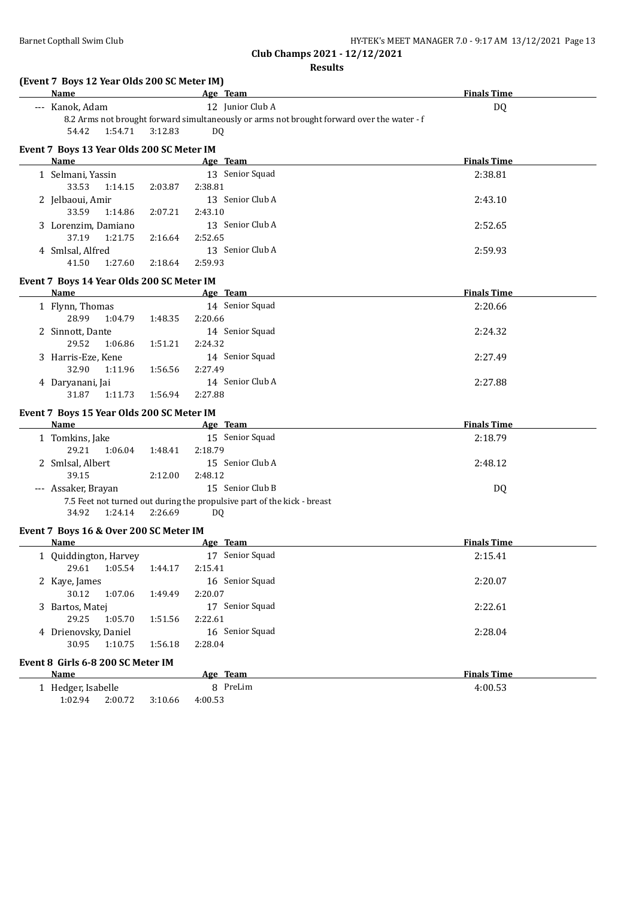Club Champs 2021 - 12/12/2021

**Results**

### (Event 7 Boys 12 Year Olds 200 SC Meter IM)

| | Name | Age | Team | Finals Time |
|---|---|---|---|---|
| --- | Kanok, Adam | 12 | Junior Club A | DQ |

8.2 Arms not brought forward simultaneously or arms not brought forward over the water - f

54.42 1:54.71 3:12.83 DQ

### Event 7 Boys 13 Year Olds 200 SC Meter IM

| | Name | Age | Team | Finals Time |
|---|---|---|---|---|
| 1 | Selmani, Yassin | 13 | Senior Squad | 2:38.81 |
| | 33.53 1:14.15 2:03.87 2:38.81 | | | |
| 2 | Jelbaoui, Amir | 13 | Senior Club A | 2:43.10 |
| | 33.59 1:14.86 2:07.21 2:43.10 | | | |
| 3 | Lorenzim, Damiano | 13 | Senior Club A | 2:52.65 |
| | 37.19 1:21.75 2:16.64 2:52.65 | | | |
| 4 | Smlsal, Alfred | 13 | Senior Club A | 2:59.93 |
| | 41.50 1:27.60 2:18.64 2:59.93 | | | |

### Event 7 Boys 14 Year Olds 200 SC Meter IM

| | Name | Age | Team | Finals Time |
|---|---|---|---|---|
| 1 | Flynn, Thomas | 14 | Senior Squad | 2:20.66 |
| | 28.99 1:04.79 1:48.35 2:20.66 | | | |
| 2 | Sinnott, Dante | 14 | Senior Squad | 2:24.32 |
| | 29.52 1:06.86 1:51.21 2:24.32 | | | |
| 3 | Harris-Eze, Kene | 14 | Senior Squad | 2:27.49 |
| | 32.90 1:11.96 1:56.56 2:27.49 | | | |
| 4 | Daryanani, Jai | 14 | Senior Club A | 2:27.88 |
| | 31.87 1:11.73 1:56.94 2:27.88 | | | |

### Event 7 Boys 15 Year Olds 200 SC Meter IM

| | Name | Age | Team | Finals Time |
|---|---|---|---|---|
| 1 | Tomkins, Jake | 15 | Senior Squad | 2:18.79 |
| | 29.21 1:06.04 1:48.41 2:18.79 | | | |
| 2 | Smlsal, Albert | 15 | Senior Club A | 2:48.12 |
| | 39.15 2:12.00 2:48.12 | | | |
| --- | Assaker, Brayan | 15 | Senior Club B | DQ |

7.5 Feet not turned out during the propulsive part of the kick - breast

34.92 1:24.14 2:26.69 DQ

### Event 7 Boys 16 & Over 200 SC Meter IM

| | Name | Age | Team | Finals Time |
|---|---|---|---|---|
| 1 | Quiddington, Harvey | 17 | Senior Squad | 2:15.41 |
| | 29.61 1:05.54 1:44.17 2:15.41 | | | |
| 2 | Kaye, James | 16 | Senior Squad | 2:20.07 |
| | 30.12 1:07.06 1:49.49 2:20.07 | | | |
| 3 | Bartos, Matej | 17 | Senior Squad | 2:22.61 |
| | 29.25 1:05.70 1:51.56 2:22.61 | | | |
| 4 | Drienovsky, Daniel | 16 | Senior Squad | 2:28.04 |
| | 30.95 1:10.75 1:56.18 2:28.04 | | | |

### Event 8 Girls 6-8 200 SC Meter IM

| | Name | Age | Team | Finals Time |
|---|---|---|---|---|
| 1 | Hedger, Isabelle | 8 | PreLim | 4:00.53 |
| | 1:02.94 2:00.72 3:10.66 4:00.53 | | | |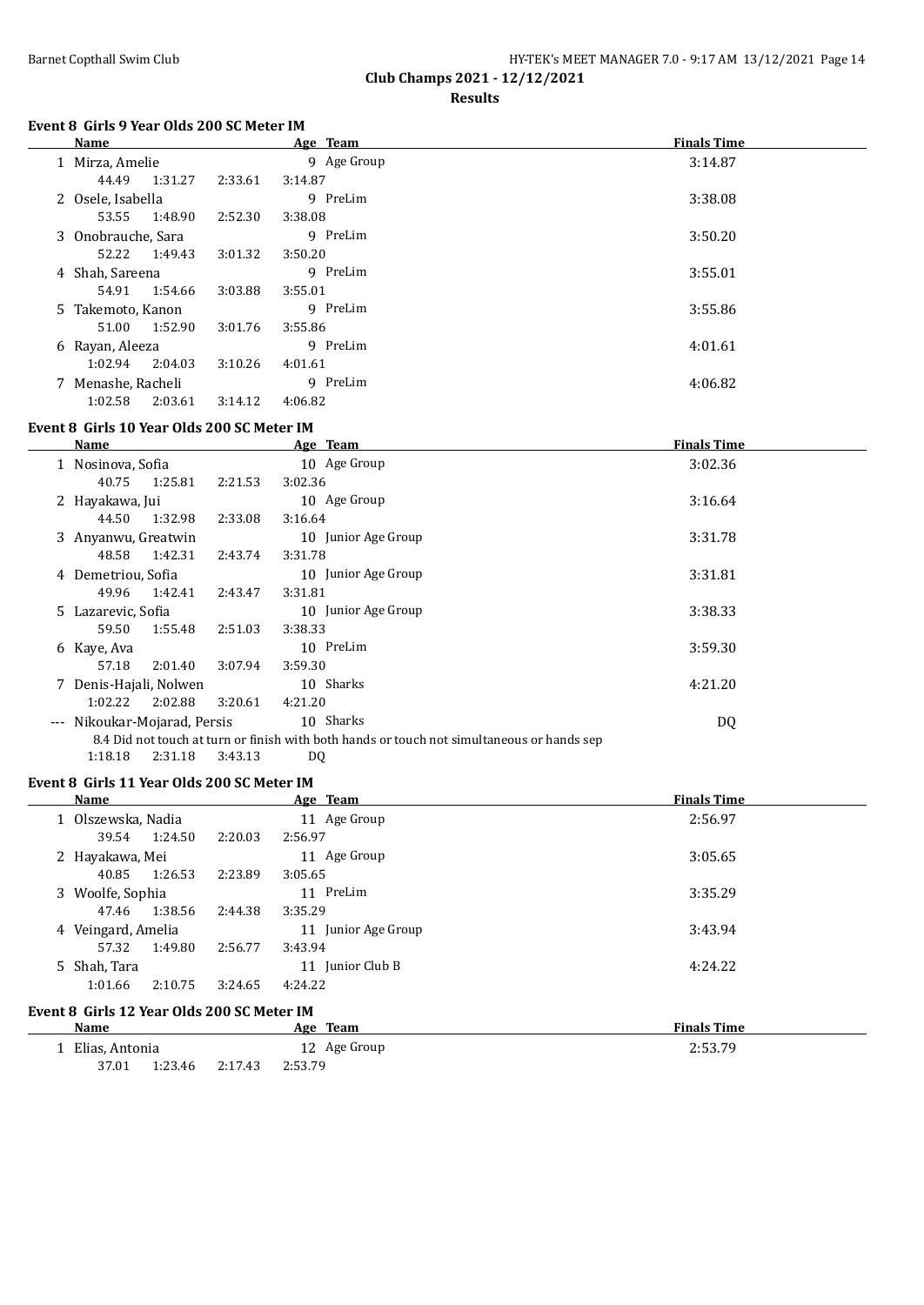## Club Champs 2021 - 12/12/2021

### Results

#### Event 8 Girls 9 Year Olds 200 SC Meter IM

| | Name | Age | Team | Finals Time |
|---|---|---|---|---|
| 1 | Mirza, Amelie | 9 | Age Group | 3:14.87 |
| | 44.49 1:31.27 2:33.61 3:14.87 | | | |
| 2 | Osele, Isabella | 9 | PreLim | 3:38.08 |
| | 53.55 1:48.90 2:52.30 3:38.08 | | | |
| 3 | Onobrauche, Sara | 9 | PreLim | 3:50.20 |
| | 52.22 1:49.43 3:01.32 3:50.20 | | | |
| 4 | Shah, Sareena | 9 | PreLim | 3:55.01 |
| | 54.91 1:54.66 3:03.88 3:55.01 | | | |
| 5 | Takemoto, Kanon | 9 | PreLim | 3:55.86 |
| | 51.00 1:52.90 3:01.76 3:55.86 | | | |
| 6 | Rayan, Aleeza | 9 | PreLim | 4:01.61 |
| | 1:02.94 2:04.03 3:10.26 4:01.61 | | | |
| 7 | Menashe, Racheli | 9 | PreLim | 4:06.82 |
| | 1:02.58 2:03.61 3:14.12 4:06.82 | | | |

#### Event 8 Girls 10 Year Olds 200 SC Meter IM

| | Name | Age | Team | Finals Time |
|---|---|---|---|---|
| 1 | Nosinova, Sofia | 10 | Age Group | 3:02.36 |
| | 40.75 1:25.81 2:21.53 3:02.36 | | | |
| 2 | Hayakawa, Jui | 10 | Age Group | 3:16.64 |
| | 44.50 1:32.98 2:33.08 3:16.64 | | | |
| 3 | Anyanwu, Greatwin | 10 | Junior Age Group | 3:31.78 |
| | 48.58 1:42.31 2:43.74 3:31.78 | | | |
| 4 | Demetriou, Sofia | 10 | Junior Age Group | 3:31.81 |
| | 49.96 1:42.41 2:43.47 3:31.81 | | | |
| 5 | Lazarevic, Sofia | 10 | Junior Age Group | 3:38.33 |
| | 59.50 1:55.48 2:51.03 3:38.33 | | | |
| 6 | Kaye, Ava | 10 | PreLim | 3:59.30 |
| | 57.18 2:01.40 3:07.94 3:59.30 | | | |
| 7 | Denis-Hajali, Nolwen | 10 | Sharks | 4:21.20 |
| | 1:02.22 2:02.88 3:20.61 4:21.20 | | | |
| --- | Nikoukar-Mojarad, Persis | 10 | Sharks | DQ |
| | 8.4 Did not touch at turn or finish with both hands or touch not simultaneous or hands sep | | | |
| | 1:18.18 2:31.18 3:43.13 DQ | | | |

#### Event 8 Girls 11 Year Olds 200 SC Meter IM

| | Name | Age | Team | Finals Time |
|---|---|---|---|---|
| 1 | Olszewska, Nadia | 11 | Age Group | 2:56.97 |
| | 39.54 1:24.50 2:20.03 2:56.97 | | | |
| 2 | Hayakawa, Mei | 11 | Age Group | 3:05.65 |
| | 40.85 1:26.53 2:23.89 3:05.65 | | | |
| 3 | Woolfe, Sophia | 11 | PreLim | 3:35.29 |
| | 47.46 1:38.56 2:44.38 3:35.29 | | | |
| 4 | Veingard, Amelia | 11 | Junior Age Group | 3:43.94 |
| | 57.32 1:49.80 2:56.77 3:43.94 | | | |
| 5 | Shah, Tara | 11 | Junior Club B | 4:24.22 |
| | 1:01.66 2:10.75 3:24.65 4:24.22 | | | |

#### Event 8 Girls 12 Year Olds 200 SC Meter IM

| | Name | Age | Team | Finals Time |
|---|---|---|---|---|
| 1 | Elias, Antonia | 12 | Age Group | 2:53.79 |
| | 37.01 1:23.46 2:17.43 2:53.79 | | | |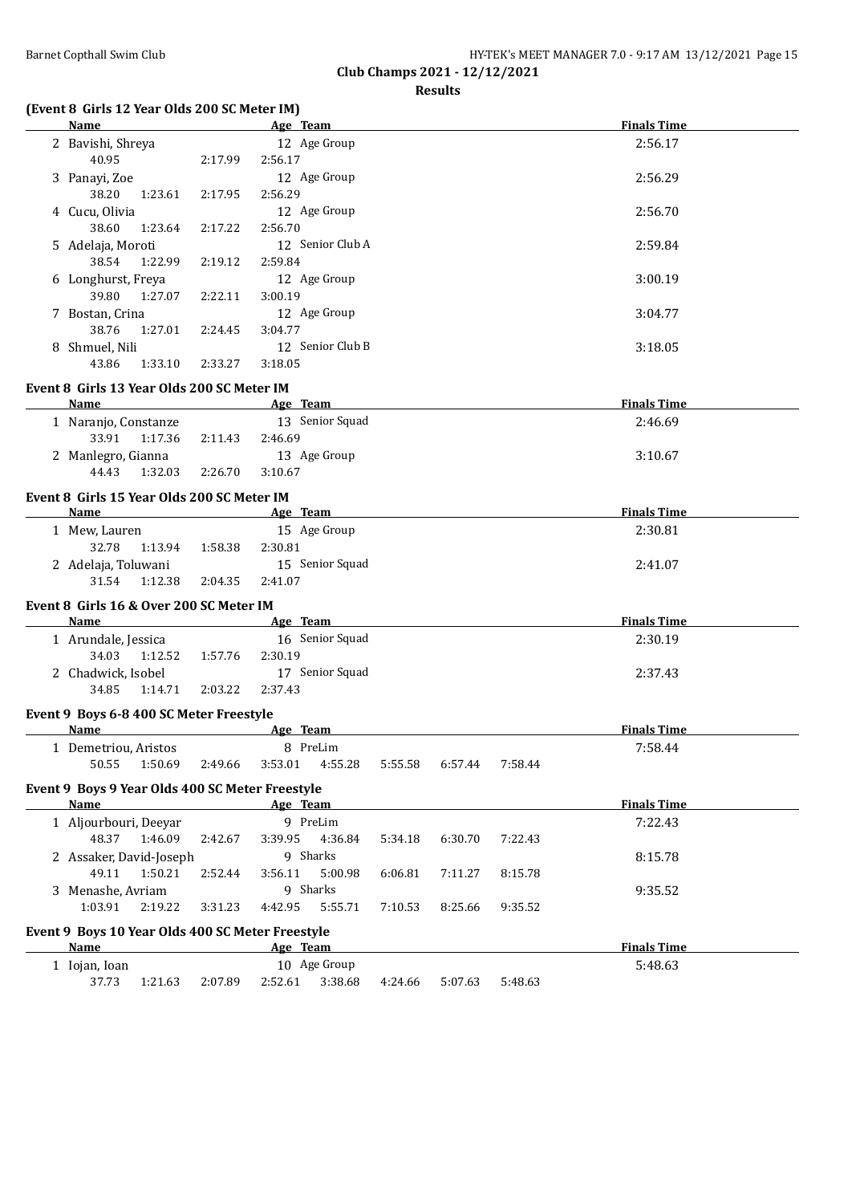Club Champs 2021 - 12/12/2021

**Results**

### (Event 8 Girls 12 Year Olds 200 SC Meter IM)

| Name | Age | Team | Finals Time |
|---|---|---|---|
| 2 Bavishi, Shreya | 12 | Age Group | 2:56.17 |
| 40.95 2:17.99 2:56.17 | | | |
| 3 Panayi, Zoe | 12 | Age Group | 2:56.29 |
| 38.20 1:23.61 2:17.95 2:56.29 | | | |
| 4 Cucu, Olivia | 12 | Age Group | 2:56.70 |
| 38.60 1:23.64 2:17.22 2:56.70 | | | |
| 5 Adelaja, Moroti | 12 | Senior Club A | 2:59.84 |
| 38.54 1:22.99 2:19.12 2:59.84 | | | |
| 6 Longhurst, Freya | 12 | Age Group | 3:00.19 |
| 39.80 1:27.07 2:22.11 3:00.19 | | | |
| 7 Bostan, Crina | 12 | Age Group | 3:04.77 |
| 38.76 1:27.01 2:24.45 3:04.77 | | | |
| 8 Shmuel, Nili | 12 | Senior Club B | 3:18.05 |
| 43.86 1:33.10 2:33.27 3:18.05 | | | |

### Event 8 Girls 13 Year Olds 200 SC Meter IM

| Name | Age | Team | Finals Time |
|---|---|---|---|
| 1 Naranjo, Constanze | 13 | Senior Squad | 2:46.69 |
| 33.91 1:17.36 2:11.43 2:46.69 | | | |
| 2 Manlegro, Gianna | 13 | Age Group | 3:10.67 |
| 44.43 1:32.03 2:26.70 3:10.67 | | | |

### Event 8 Girls 15 Year Olds 200 SC Meter IM

| Name | Age | Team | Finals Time |
|---|---|---|---|
| 1 Mew, Lauren | 15 | Age Group | 2:30.81 |
| 32.78 1:13.94 1:58.38 2:30.81 | | | |
| 2 Adelaja, Toluwani | 15 | Senior Squad | 2:41.07 |
| 31.54 1:12.38 2:04.35 2:41.07 | | | |

### Event 8 Girls 16 & Over 200 SC Meter IM

| Name | Age | Team | Finals Time |
|---|---|---|---|
| 1 Arundale, Jessica | 16 | Senior Squad | 2:30.19 |
| 34.03 1:12.52 1:57.76 2:30.19 | | | |
| 2 Chadwick, Isobel | 17 | Senior Squad | 2:37.43 |
| 34.85 1:14.71 2:03.22 2:37.43 | | | |

### Event 9 Boys 6-8 400 SC Meter Freestyle

| Name | Age | Team | Finals Time |
|---|---|---|---|
| 1 Demetriou, Aristos | 8 | PreLim | 7:58.44 |
| 50.55 1:50.69 2:49.66 3:53.01 4:55.28 5:55.58 6:57.44 7:58.44 | | | |

### Event 9 Boys 9 Year Olds 400 SC Meter Freestyle

| Name | Age | Team | Finals Time |
|---|---|---|---|
| 1 Aljourbouri, Deeyar | 9 | PreLim | 7:22.43 |
| 48.37 1:46.09 2:42.67 3:39.95 4:36.84 5:34.18 6:30.70 7:22.43 | | | |
| 2 Assaker, David-Joseph | 9 | Sharks | 8:15.78 |
| 49.11 1:50.21 2:52.44 3:56.11 5:00.98 6:06.81 7:11.27 8:15.78 | | | |
| 3 Menashe, Avriam | 9 | Sharks | 9:35.52 |
| 1:03.91 2:19.22 3:31.23 4:42.95 5:55.71 7:10.53 8:25.66 9:35.52 | | | |

### Event 9 Boys 10 Year Olds 400 SC Meter Freestyle

| Name | Age | Team | Finals Time |
|---|---|---|---|
| 1 Iojan, Ioan | 10 | Age Group | 5:48.63 |
| 37.73 1:21.63 2:07.89 2:52.61 3:38.68 4:24.66 5:07.63 5:48.63 | | | |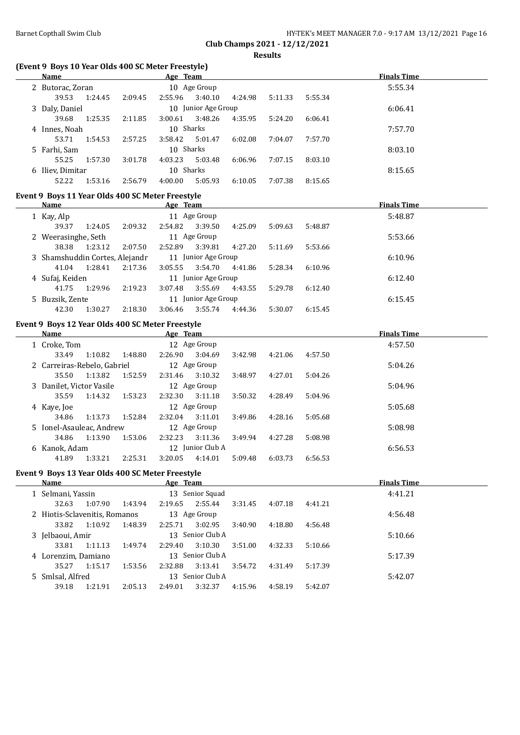**Club Champs 2021 - 12/12/2021**

**Results**

### (Event 9 Boys 10 Year Olds 400 SC Meter Freestyle)

| | Name | Age | Team | | | | | | | Finals Time |
|---|---|---|---|---|---|---|---|---|---|---|
| 2 | Butorac, Zoran | 10 | Age Group | | | | | | | 5:55.34 |
| | 39.53 | 1:24.45 | 2:09.45 | 2:55.96 | 3:40.10 | 4:24.98 | 5:11.33 | 5:55.34 | | |
| 3 | Daly, Daniel | 10 | Junior Age Group | | | | | | | 6:06.41 |
| | 39.68 | 1:25.35 | 2:11.85 | 3:00.61 | 3:48.26 | 4:35.95 | 5:24.20 | 6:06.41 | | |
| 4 | Innes, Noah | 10 | Sharks | | | | | | | 7:57.70 |
| | 53.71 | 1:54.53 | 2:57.25 | 3:58.42 | 5:01.47 | 6:02.08 | 7:04.07 | 7:57.70 | | |
| 5 | Farhi, Sam | 10 | Sharks | | | | | | | 8:03.10 |
| | 55.25 | 1:57.30 | 3:01.78 | 4:03.23 | 5:03.48 | 6:06.96 | 7:07.15 | 8:03.10 | | |
| 6 | Iliev, Dimitar | 10 | Sharks | | | | | | | 8:15.65 |
| | 52.22 | 1:53.16 | 2:56.79 | 4:00.00 | 5:05.93 | 6:10.05 | 7:07.38 | 8:15.65 | | |

### Event 9 Boys 11 Year Olds 400 SC Meter Freestyle

| | Name | Age | Team | | | | | | | Finals Time |
|---|---|---|---|---|---|---|---|---|---|---|
| 1 | Kay, Alp | 11 | Age Group | | | | | | | 5:48.87 |
| | 39.37 | 1:24.05 | 2:09.32 | 2:54.82 | 3:39.50 | 4:25.09 | 5:09.63 | 5:48.87 | | |
| 2 | Weerasinghe, Seth | 11 | Age Group | | | | | | | 5:53.66 |
| | 38.38 | 1:23.12 | 2:07.50 | 2:52.89 | 3:39.81 | 4:27.20 | 5:11.69 | 5:53.66 | | |
| 3 | Shamshuddin Cortes, Alejandr | 11 | Junior Age Group | | | | | | | 6:10.96 |
| | 41.04 | 1:28.41 | 2:17.36 | 3:05.55 | 3:54.70 | 4:41.86 | 5:28.34 | 6:10.96 | | |
| 4 | Sufaj, Keiden | 11 | Junior Age Group | | | | | | | 6:12.40 |
| | 41.75 | 1:29.96 | 2:19.23 | 3:07.48 | 3:55.69 | 4:43.55 | 5:29.78 | 6:12.40 | | |
| 5 | Buzsik, Zente | 11 | Junior Age Group | | | | | | | 6:15.45 |
| | 42.30 | 1:30.27 | 2:18.30 | 3:06.46 | 3:55.74 | 4:44.36 | 5:30.07 | 6:15.45 | | |

### Event 9 Boys 12 Year Olds 400 SC Meter Freestyle

| | Name | Age | Team | | | | | | | Finals Time |
|---|---|---|---|---|---|---|---|---|---|---|
| 1 | Croke, Tom | 12 | Age Group | | | | | | | 4:57.50 |
| | 33.49 | 1:10.82 | 1:48.80 | 2:26.90 | 3:04.69 | 3:42.98 | 4:21.06 | 4:57.50 | | |
| 2 | Carreiras-Rebelo, Gabriel | 12 | Age Group | | | | | | | 5:04.26 |
| | 35.50 | 1:13.82 | 1:52.59 | 2:31.46 | 3:10.32 | 3:48.97 | 4:27.01 | 5:04.26 | | |
| 3 | Danilet, Victor Vasile | 12 | Age Group | | | | | | | 5:04.96 |
| | 35.59 | 1:14.32 | 1:53.23 | 2:32.30 | 3:11.18 | 3:50.32 | 4:28.49 | 5:04.96 | | |
| 4 | Kaye, Joe | 12 | Age Group | | | | | | | 5:05.68 |
| | 34.86 | 1:13.73 | 1:52.84 | 2:32.04 | 3:11.01 | 3:49.86 | 4:28.16 | 5:05.68 | | |
| 5 | Ionel-Asauleac, Andrew | 12 | Age Group | | | | | | | 5:08.98 |
| | 34.86 | 1:13.90 | 1:53.06 | 2:32.23 | 3:11.36 | 3:49.94 | 4:27.28 | 5:08.98 | | |
| 6 | Kanok, Adam | 12 | Junior Club A | | | | | | | 6:56.53 |
| | 41.89 | 1:33.21 | 2:25.31 | 3:20.05 | 4:14.01 | 5:09.48 | 6:03.73 | 6:56.53 | | |

### Event 9 Boys 13 Year Olds 400 SC Meter Freestyle

| | Name | Age | Team | | | | | | | Finals Time |
|---|---|---|---|---|---|---|---|---|---|---|
| 1 | Selmani, Yassin | 13 | Senior Squad | | | | | | | 4:41.21 |
| | 32.63 | 1:07.90 | 1:43.94 | 2:19.65 | 2:55.44 | 3:31.45 | 4:07.18 | 4:41.21 | | |
| 2 | Hiotis-Sclavenitis, Romanos | 13 | Age Group | | | | | | | 4:56.48 |
| | 33.82 | 1:10.92 | 1:48.39 | 2:25.71 | 3:02.95 | 3:40.90 | 4:18.80 | 4:56.48 | | |
| 3 | Jelbaoui, Amir | 13 | Senior Club A | | | | | | | 5:10.66 |
| | 33.81 | 1:11.13 | 1:49.74 | 2:29.40 | 3:10.30 | 3:51.00 | 4:32.33 | 5:10.66 | | |
| 4 | Lorenzim, Damiano | 13 | Senior Club A | | | | | | | 5:17.39 |
| | 35.27 | 1:15.17 | 1:53.56 | 2:32.88 | 3:13.41 | 3:54.72 | 4:31.49 | 5:17.39 | | |
| 5 | Smlsal, Alfred | 13 | Senior Club A | | | | | | | 5:42.07 |
| | 39.18 | 1:21.91 | 2:05.13 | 2:49.01 | 3:32.37 | 4:15.96 | 4:58.19 | 5:42.07 | | |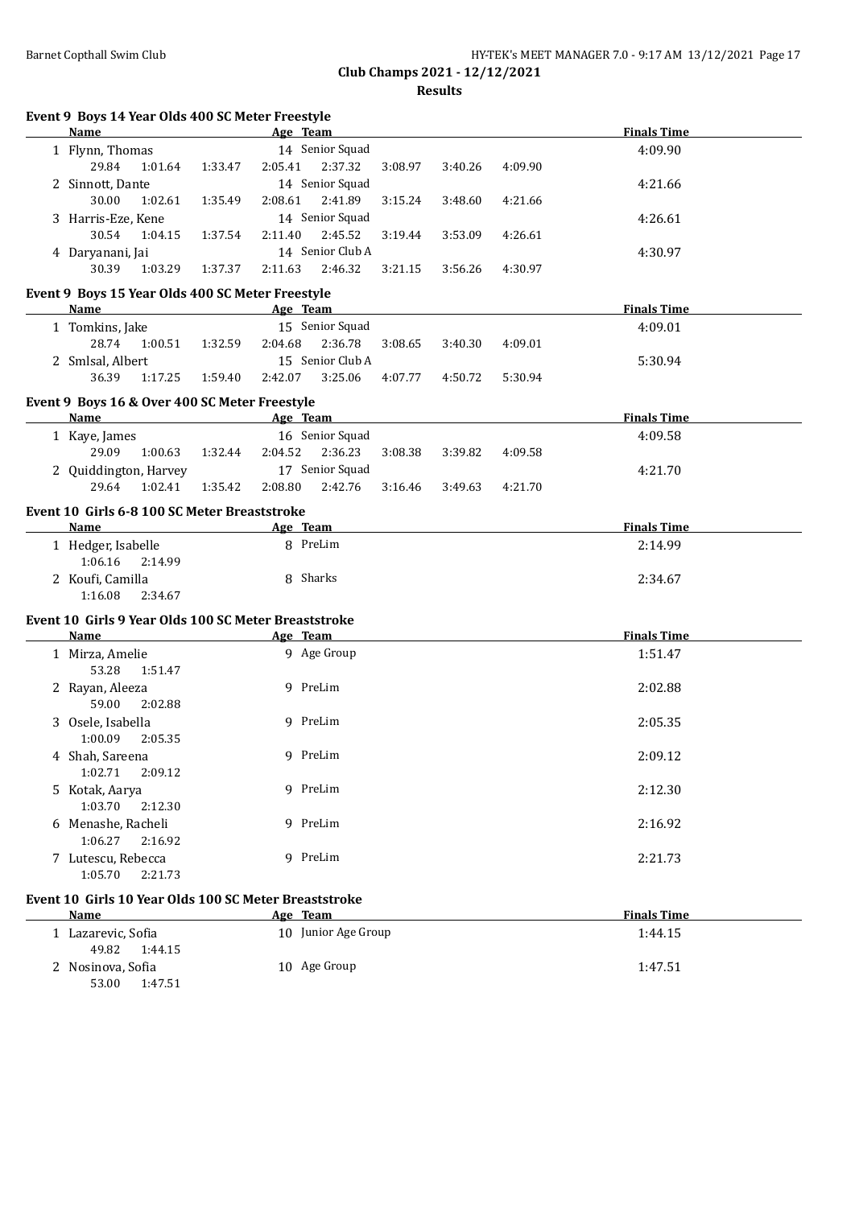# Club Champs 2021 - 12/12/2021

## Results

### Event 9 Boys 14 Year Olds 400 SC Meter Freestyle

| Name | Age | Team | Finals Time |
|---|---|---|---|
| 1 Flynn, Thomas | 14 | Senior Squad | 4:09.90 |
| 29.84  1:01.64  1:33.47  2:05.41  2:37.32  3:08.97  3:40.26  4:09.90 | | | |
| 2 Sinnott, Dante | 14 | Senior Squad | 4:21.66 |
| 30.00  1:02.61  1:35.49  2:08.61  2:41.89  3:15.24  3:48.60  4:21.66 | | | |
| 3 Harris-Eze, Kene | 14 | Senior Squad | 4:26.61 |
| 30.54  1:04.15  1:37.54  2:11.40  2:45.52  3:19.44  3:53.09  4:26.61 | | | |
| 4 Daryanani, Jai | 14 | Senior Club A | 4:30.97 |
| 30.39  1:03.29  1:37.37  2:11.63  2:46.32  3:21.15  3:56.26  4:30.97 | | | |

### Event 9 Boys 15 Year Olds 400 SC Meter Freestyle

| Name | Age | Team | Finals Time |
|---|---|---|---|
| 1 Tomkins, Jake | 15 | Senior Squad | 4:09.01 |
| 28.74  1:00.51  1:32.59  2:04.68  2:36.78  3:08.65  3:40.30  4:09.01 | | | |
| 2 Smlsal, Albert | 15 | Senior Club A | 5:30.94 |
| 36.39  1:17.25  1:59.40  2:42.07  3:25.06  4:07.77  4:50.72  5:30.94 | | | |

### Event 9 Boys 16 & Over 400 SC Meter Freestyle

| Name | Age | Team | Finals Time |
|---|---|---|---|
| 1 Kaye, James | 16 | Senior Squad | 4:09.58 |
| 29.09  1:00.63  1:32.44  2:04.52  2:36.23  3:08.38  3:39.82  4:09.58 | | | |
| 2 Quiddington, Harvey | 17 | Senior Squad | 4:21.70 |
| 29.64  1:02.41  1:35.42  2:08.80  2:42.76  3:16.46  3:49.63  4:21.70 | | | |

### Event 10 Girls 6-8 100 SC Meter Breaststroke

| Name | Age | Team | Finals Time |
|---|---|---|---|
| 1 Hedger, Isabelle | 8 | PreLim | 2:14.99 |
| 1:06.16  2:14.99 | | | |
| 2 Koufi, Camilla | 8 | Sharks | 2:34.67 |
| 1:16.08  2:34.67 | | | |

### Event 10 Girls 9 Year Olds 100 SC Meter Breaststroke

| Name | Age | Team | Finals Time |
|---|---|---|---|
| 1 Mirza, Amelie | 9 | Age Group | 1:51.47 |
| 53.28  1:51.47 | | | |
| 2 Rayan, Aleeza | 9 | PreLim | 2:02.88 |
| 59.00  2:02.88 | | | |
| 3 Osele, Isabella | 9 | PreLim | 2:05.35 |
| 1:00.09  2:05.35 | | | |
| 4 Shah, Sareena | 9 | PreLim | 2:09.12 |
| 1:02.71  2:09.12 | | | |
| 5 Kotak, Aarya | 9 | PreLim | 2:12.30 |
| 1:03.70  2:12.30 | | | |
| 6 Menashe, Racheli | 9 | PreLim | 2:16.92 |
| 1:06.27  2:16.92 | | | |
| 7 Lutescu, Rebecca | 9 | PreLim | 2:21.73 |
| 1:05.70  2:21.73 | | | |

### Event 10 Girls 10 Year Olds 100 SC Meter Breaststroke

| Name | Age | Team | Finals Time |
|---|---|---|---|
| 1 Lazarevic, Sofia | 10 | Junior Age Group | 1:44.15 |
| 49.82  1:44.15 | | | |
| 2 Nosinova, Sofia | 10 | Age Group | 1:47.51 |
| 53.00  1:47.51 | | | |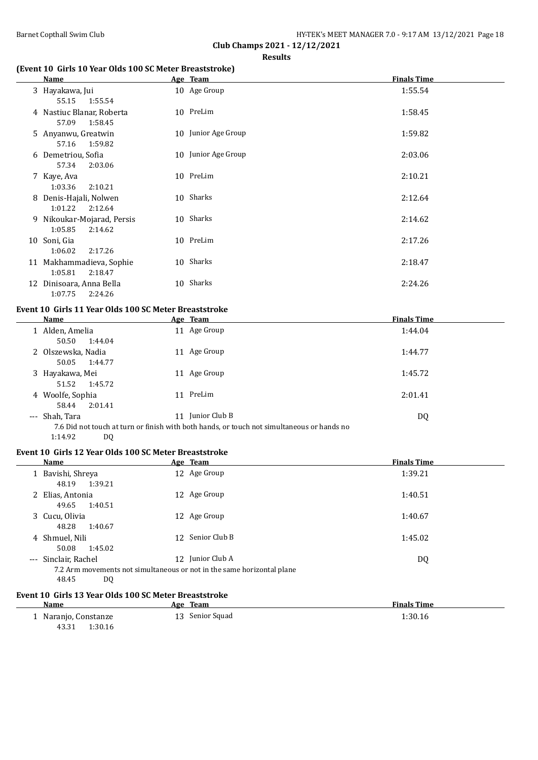## Club Champs 2021 - 12/12/2021

### Results

#### (Event 10 Girls 10 Year Olds 100 SC Meter Breaststroke)

| | Name | Age | Team | Finals Time |
|---|---|---|---|---|
| 3 | Hayakawa, Jui | 10 | Age Group | 1:55.54 |
| | 55.15 1:55.54 | | | |
| 4 | Nastiuc Blanar, Roberta | 10 | PreLim | 1:58.45 |
| | 57.09 1:58.45 | | | |
| 5 | Anyanwu, Greatwin | 10 | Junior Age Group | 1:59.82 |
| | 57.16 1:59.82 | | | |
| 6 | Demetriou, Sofia | 10 | Junior Age Group | 2:03.06 |
| | 57.34 2:03.06 | | | |
| 7 | Kaye, Ava | 10 | PreLim | 2:10.21 |
| | 1:03.36 2:10.21 | | | |
| 8 | Denis-Hajali, Nolwen | 10 | Sharks | 2:12.64 |
| | 1:01.22 2:12.64 | | | |
| 9 | Nikoukar-Mojarad, Persis | 10 | Sharks | 2:14.62 |
| | 1:05.85 2:14.62 | | | |
| 10 | Soni, Gia | 10 | PreLim | 2:17.26 |
| | 1:06.02 2:17.26 | | | |
| 11 | Makhammadieva, Sophie | 10 | Sharks | 2:18.47 |
| | 1:05.81 2:18.47 | | | |
| 12 | Dinisoara, Anna Bella | 10 | Sharks | 2:24.26 |
| | 1:07.75 2:24.26 | | | |

#### Event 10 Girls 11 Year Olds 100 SC Meter Breaststroke

| | Name | Age | Team | Finals Time |
|---|---|---|---|---|
| 1 | Alden, Amelia | 11 | Age Group | 1:44.04 |
| | 50.50 1:44.04 | | | |
| 2 | Olszewska, Nadia | 11 | Age Group | 1:44.77 |
| | 50.05 1:44.77 | | | |
| 3 | Hayakawa, Mei | 11 | Age Group | 1:45.72 |
| | 51.52 1:45.72 | | | |
| 4 | Woolfe, Sophia | 11 | PreLim | 2:01.41 |
| | 58.44 2:01.41 | | | |
| --- | Shah, Tara | 11 | Junior Club B | DQ |
| | 7.6 Did not touch at turn or finish with both hands, or touch not simultaneous or hands no | | | |
| | 1:14.92 DQ | | | |

#### Event 10 Girls 12 Year Olds 100 SC Meter Breaststroke

| | Name | Age | Team | Finals Time |
|---|---|---|---|---|
| 1 | Bavishi, Shreya | 12 | Age Group | 1:39.21 |
| | 48.19 1:39.21 | | | |
| 2 | Elias, Antonia | 12 | Age Group | 1:40.51 |
| | 49.65 1:40.51 | | | |
| 3 | Cucu, Olivia | 12 | Age Group | 1:40.67 |
| | 48.28 1:40.67 | | | |
| 4 | Shmuel, Nili | 12 | Senior Club B | 1:45.02 |
| | 50.08 1:45.02 | | | |
| --- | Sinclair, Rachel | 12 | Junior Club A | DQ |
| | 7.2 Arm movements not simultaneous or not in the same horizontal plane | | | |
| | 48.45 DQ | | | |

#### Event 10 Girls 13 Year Olds 100 SC Meter Breaststroke

| | Name | Age | Team | Finals Time |
|---|---|---|---|---|
| 1 | Naranjo, Constanze | 13 | Senior Squad | 1:30.16 |
| | 43.31 1:30.16 | | | |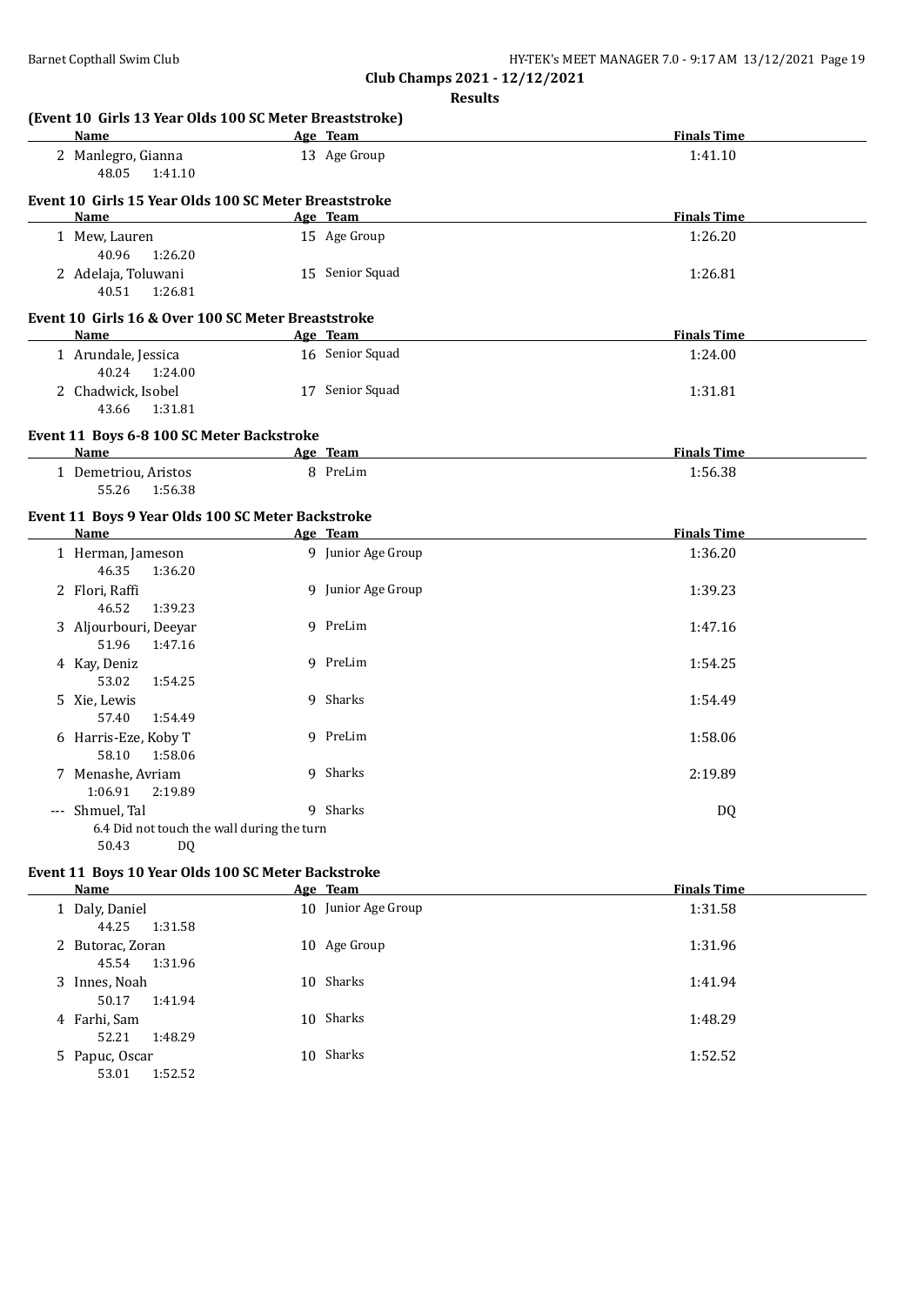**Club Champs 2021 - 12/12/2021**

**Results**

### (Event 10 Girls 13 Year Olds 100 SC Meter Breaststroke)

| Name | Age | Team | Finals Time |
|---|---|---|---|
| 2 Manlegro, Gianna | 13 | Age Group | 1:41.10 |
| 48.05 1:41.10 | | | |

### Event 10 Girls 15 Year Olds 100 SC Meter Breaststroke

| Name | Age | Team | Finals Time |
|---|---|---|---|
| 1 Mew, Lauren | 15 | Age Group | 1:26.20 |
| 40.96 1:26.20 | | | |
| 2 Adelaja, Toluwani | 15 | Senior Squad | 1:26.81 |
| 40.51 1:26.81 | | | |

### Event 10 Girls 16 & Over 100 SC Meter Breaststroke

| Name | Age | Team | Finals Time |
|---|---|---|---|
| 1 Arundale, Jessica | 16 | Senior Squad | 1:24.00 |
| 40.24 1:24.00 | | | |
| 2 Chadwick, Isobel | 17 | Senior Squad | 1:31.81 |
| 43.66 1:31.81 | | | |

### Event 11 Boys 6-8 100 SC Meter Backstroke

| Name | Age | Team | Finals Time |
|---|---|---|---|
| 1 Demetriou, Aristos | 8 | PreLim | 1:56.38 |
| 55.26 1:56.38 | | | |

### Event 11 Boys 9 Year Olds 100 SC Meter Backstroke

| Name | Age | Team | Finals Time |
|---|---|---|---|
| 1 Herman, Jameson | 9 | Junior Age Group | 1:36.20 |
| 46.35 1:36.20 | | | |
| 2 Flori, Raffi | 9 | Junior Age Group | 1:39.23 |
| 46.52 1:39.23 | | | |
| 3 Aljourbouri, Deeyar | 9 | PreLim | 1:47.16 |
| 51.96 1:47.16 | | | |
| 4 Kay, Deniz | 9 | PreLim | 1:54.25 |
| 53.02 1:54.25 | | | |
| 5 Xie, Lewis | 9 | Sharks | 1:54.49 |
| 57.40 1:54.49 | | | |
| 6 Harris-Eze, Koby T | 9 | PreLim | 1:58.06 |
| 58.10 1:58.06 | | | |
| 7 Menashe, Avriam | 9 | Sharks | 2:19.89 |
| 1:06.91 2:19.89 | | | |
| --- Shmuel, Tal | 9 | Sharks | DQ |
| 6.4 Did not touch the wall during the turn | | | |
| 50.43 DQ | | | |

### Event 11 Boys 10 Year Olds 100 SC Meter Backstroke

| Name | Age | Team | Finals Time |
|---|---|---|---|
| 1 Daly, Daniel | 10 | Junior Age Group | 1:31.58 |
| 44.25 1:31.58 | | | |
| 2 Butorac, Zoran | 10 | Age Group | 1:31.96 |
| 45.54 1:31.96 | | | |
| 3 Innes, Noah | 10 | Sharks | 1:41.94 |
| 50.17 1:41.94 | | | |
| 4 Farhi, Sam | 10 | Sharks | 1:48.29 |
| 52.21 1:48.29 | | | |
| 5 Papuc, Oscar | 10 | Sharks | 1:52.52 |
| 53.01 1:52.52 | | | |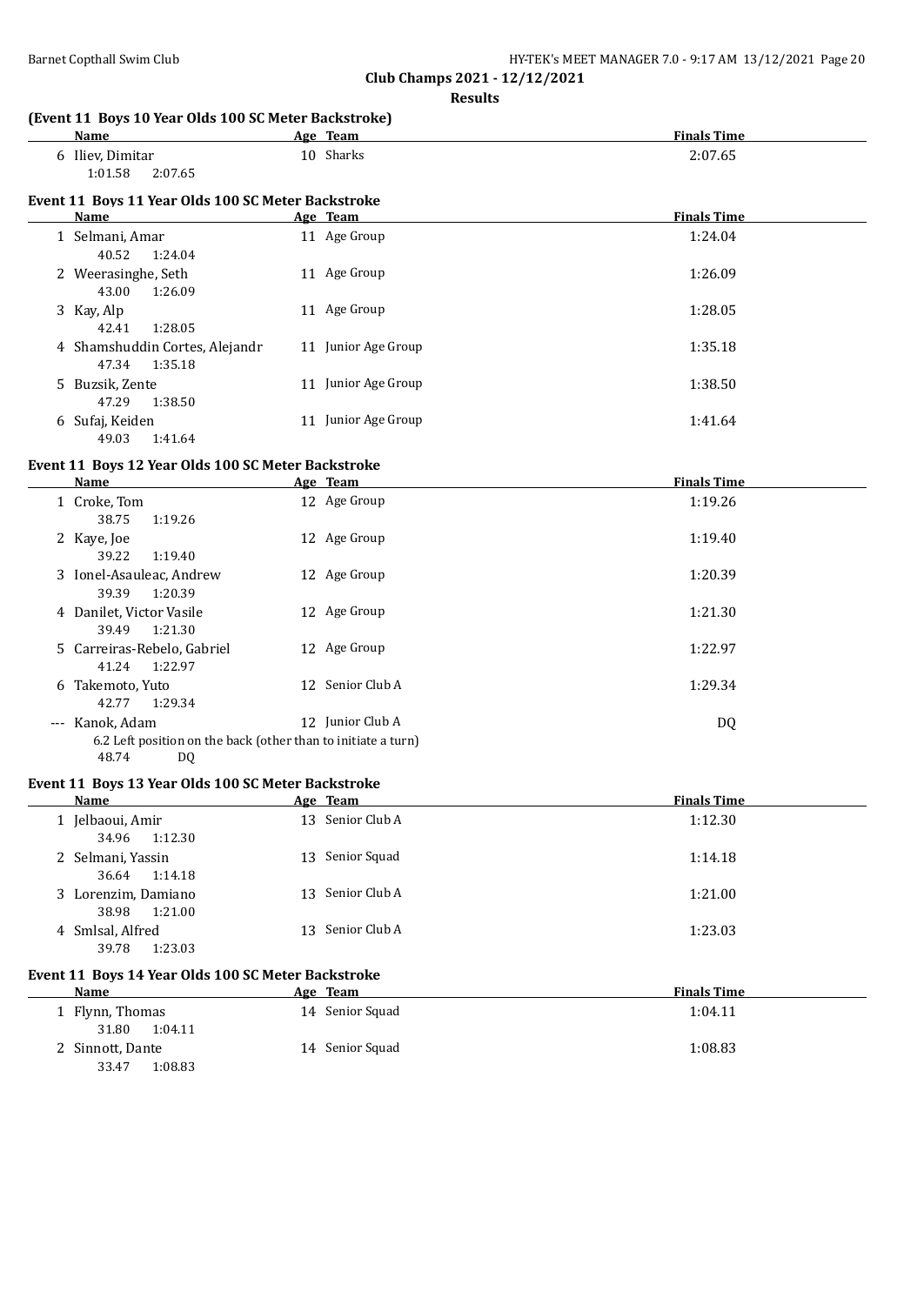**Club Champs 2021 - 12/12/2021**

**Results**

### (Event 11 Boys 10 Year Olds 100 SC Meter Backstroke)

| | Name | Age | Team | Finals Time |
|---|---|---|---|---|
| 6 | Iliev, Dimitar | 10 | Sharks | 2:07.65 |
| | 1:01.58 2:07.65 | | | |

### Event 11 Boys 11 Year Olds 100 SC Meter Backstroke

| | Name | Age | Team | Finals Time |
|---|---|---|---|---|
| 1 | Selmani, Amar | 11 | Age Group | 1:24.04 |
| | 40.52 1:24.04 | | | |
| 2 | Weerasinghe, Seth | 11 | Age Group | 1:26.09 |
| | 43.00 1:26.09 | | | |
| 3 | Kay, Alp | 11 | Age Group | 1:28.05 |
| | 42.41 1:28.05 | | | |
| 4 | Shamshuddin Cortes, Alejandr | 11 | Junior Age Group | 1:35.18 |
| | 47.34 1:35.18 | | | |
| 5 | Buzsik, Zente | 11 | Junior Age Group | 1:38.50 |
| | 47.29 1:38.50 | | | |
| 6 | Sufaj, Keiden | 11 | Junior Age Group | 1:41.64 |
| | 49.03 1:41.64 | | | |

### Event 11 Boys 12 Year Olds 100 SC Meter Backstroke

| | Name | Age | Team | Finals Time |
|---|---|---|---|---|
| 1 | Croke, Tom | 12 | Age Group | 1:19.26 |
| | 38.75 1:19.26 | | | |
| 2 | Kaye, Joe | 12 | Age Group | 1:19.40 |
| | 39.22 1:19.40 | | | |
| 3 | Ionel-Asauleac, Andrew | 12 | Age Group | 1:20.39 |
| | 39.39 1:20.39 | | | |
| 4 | Danilet, Victor Vasile | 12 | Age Group | 1:21.30 |
| | 39.49 1:21.30 | | | |
| 5 | Carreiras-Rebelo, Gabriel | 12 | Age Group | 1:22.97 |
| | 41.24 1:22.97 | | | |
| 6 | Takemoto, Yuto | 12 | Senior Club A | 1:29.34 |
| | 42.77 1:29.34 | | | |
| --- | Kanok, Adam | 12 | Junior Club A | DQ |
| | 6.2 Left position on the back (other than to initiate a turn) | | | |
| | 48.74 DQ | | | |

### Event 11 Boys 13 Year Olds 100 SC Meter Backstroke

| | Name | Age | Team | Finals Time |
|---|---|---|---|---|
| 1 | Jelbaoui, Amir | 13 | Senior Club A | 1:12.30 |
| | 34.96 1:12.30 | | | |
| 2 | Selmani, Yassin | 13 | Senior Squad | 1:14.18 |
| | 36.64 1:14.18 | | | |
| 3 | Lorenzim, Damiano | 13 | Senior Club A | 1:21.00 |
| | 38.98 1:21.00 | | | |
| 4 | Smlsal, Alfred | 13 | Senior Club A | 1:23.03 |
| | 39.78 1:23.03 | | | |

### Event 11 Boys 14 Year Olds 100 SC Meter Backstroke

| | Name | Age | Team | Finals Time |
|---|---|---|---|---|
| 1 | Flynn, Thomas | 14 | Senior Squad | 1:04.11 |
| | 31.80 1:04.11 | | | |
| 2 | Sinnott, Dante | 14 | Senior Squad | 1:08.83 |
| | 33.47 1:08.83 | | | |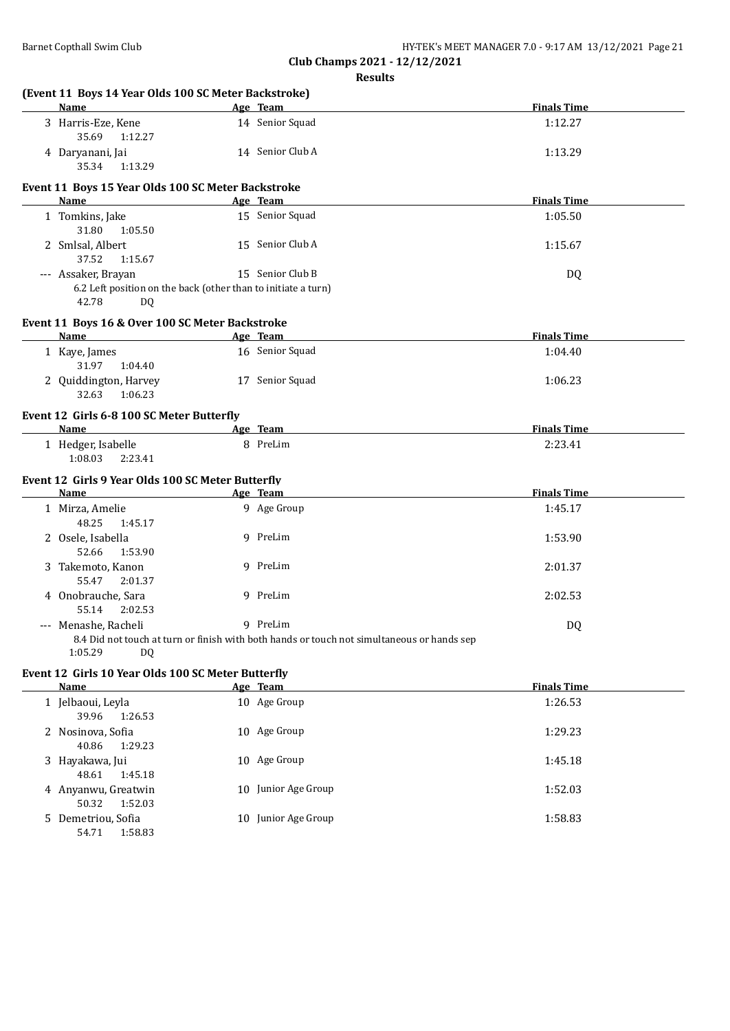## Club Champs 2021 - 12/12/2021

### Results

#### (Event 11 Boys 14 Year Olds 100 SC Meter Backstroke)

| | Name | Age | Team | Finals Time |
|---|---|---|---|---|
| 3 | Harris-Eze, Kene | 14 | Senior Squad | 1:12.27 |
| | 35.69 1:12.27 | | | |
| 4 | Daryanani, Jai | 14 | Senior Club A | 1:13.29 |
| | 35.34 1:13.29 | | | |

#### Event 11 Boys 15 Year Olds 100 SC Meter Backstroke

| | Name | Age | Team | Finals Time |
|---|---|---|---|---|
| 1 | Tomkins, Jake | 15 | Senior Squad | 1:05.50 |
| | 31.80 1:05.50 | | | |
| 2 | Smlsal, Albert | 15 | Senior Club A | 1:15.67 |
| | 37.52 1:15.67 | | | |
| --- | Assaker, Brayan | 15 | Senior Club B | DQ |
| | 6.2 Left position on the back (other than to initiate a turn) | | | |
| | 42.78 DQ | | | |

#### Event 11 Boys 16 & Over 100 SC Meter Backstroke

| | Name | Age | Team | Finals Time |
|---|---|---|---|---|
| 1 | Kaye, James | 16 | Senior Squad | 1:04.40 |
| | 31.97 1:04.40 | | | |
| 2 | Quiddington, Harvey | 17 | Senior Squad | 1:06.23 |
| | 32.63 1:06.23 | | | |

#### Event 12 Girls 6-8 100 SC Meter Butterfly

| | Name | Age | Team | Finals Time |
|---|---|---|---|---|
| 1 | Hedger, Isabelle | 8 | PreLim | 2:23.41 |
| | 1:08.03 2:23.41 | | | |

#### Event 12 Girls 9 Year Olds 100 SC Meter Butterfly

| | Name | Age | Team | Finals Time |
|---|---|---|---|---|
| 1 | Mirza, Amelie | 9 | Age Group | 1:45.17 |
| | 48.25 1:45.17 | | | |
| 2 | Osele, Isabella | 9 | PreLim | 1:53.90 |
| | 52.66 1:53.90 | | | |
| 3 | Takemoto, Kanon | 9 | PreLim | 2:01.37 |
| | 55.47 2:01.37 | | | |
| 4 | Onobrauche, Sara | 9 | PreLim | 2:02.53 |
| | 55.14 2:02.53 | | | |
| --- | Menashe, Racheli | 9 | PreLim | DQ |
| | 8.4 Did not touch at turn or finish with both hands or touch not simultaneous or hands sep | | | |
| | 1:05.29 DQ | | | |

#### Event 12 Girls 10 Year Olds 100 SC Meter Butterfly

| | Name | Age | Team | Finals Time |
|---|---|---|---|---|
| 1 | Jelbaoui, Leyla | 10 | Age Group | 1:26.53 |
| | 39.96 1:26.53 | | | |
| 2 | Nosinova, Sofia | 10 | Age Group | 1:29.23 |
| | 40.86 1:29.23 | | | |
| 3 | Hayakawa, Jui | 10 | Age Group | 1:45.18 |
| | 48.61 1:45.18 | | | |
| 4 | Anyanwu, Greatwin | 10 | Junior Age Group | 1:52.03 |
| | 50.32 1:52.03 | | | |
| 5 | Demetriou, Sofia | 10 | Junior Age Group | 1:58.83 |
| | 54.71 1:58.83 | | | |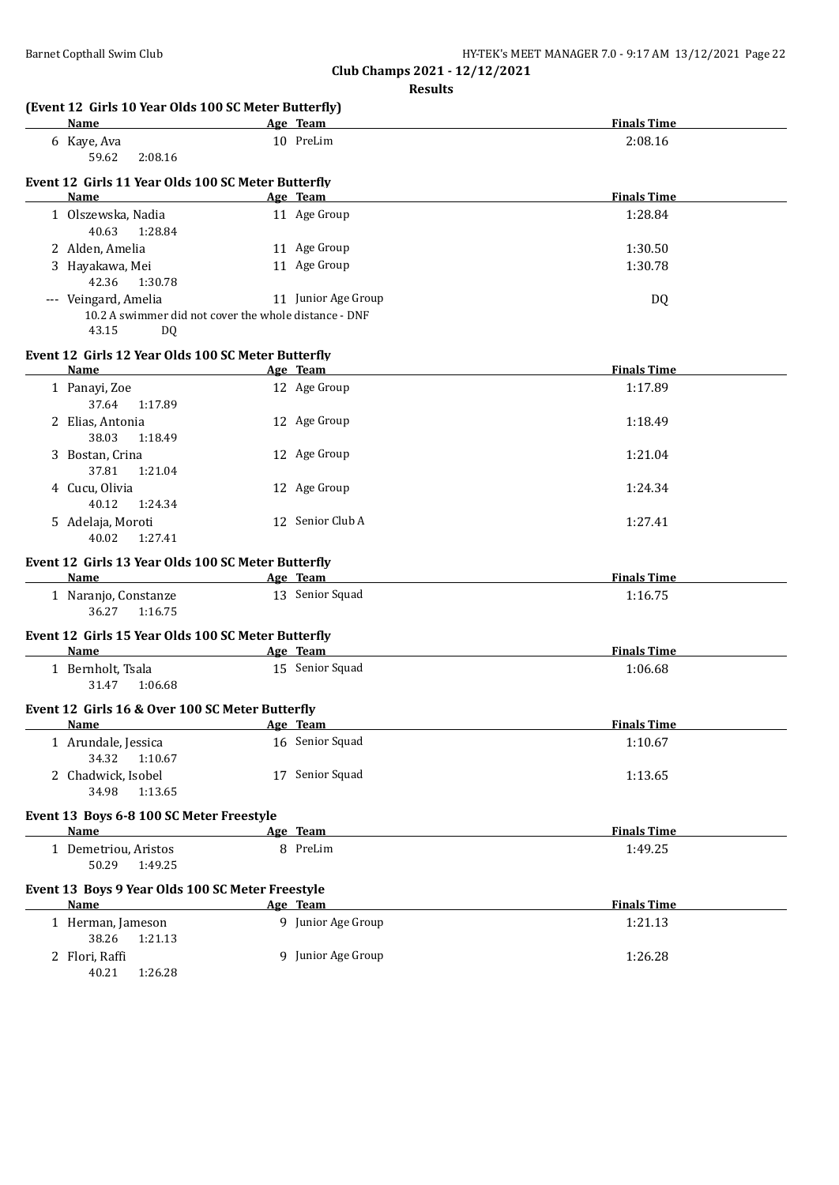**Club Champs 2021 - 12/12/2021**

**Results**

### (Event 12 Girls 10 Year Olds 100 SC Meter Butterfly)

| | Name | Age | Team | Finals Time |
|---|---|---|---|---|
| 6 | Kaye, Ava | 10 | PreLim | 2:08.16 |
| | 59.62 2:08.16 | | | |

### Event 12 Girls 11 Year Olds 100 SC Meter Butterfly

| | Name | Age | Team | Finals Time |
|---|---|---|---|---|
| 1 | Olszewska, Nadia | 11 | Age Group | 1:28.84 |
| | 40.63 1:28.84 | | | |
| 2 | Alden, Amelia | 11 | Age Group | 1:30.50 |
| 3 | Hayakawa, Mei | 11 | Age Group | 1:30.78 |
| | 42.36 1:30.78 | | | |
| --- | Veingard, Amelia | 11 | Junior Age Group | DQ |
| | 10.2 A swimmer did not cover the whole distance - DNF | | | |
| | 43.15 DQ | | | |

### Event 12 Girls 12 Year Olds 100 SC Meter Butterfly

| | Name | Age | Team | Finals Time |
|---|---|---|---|---|
| 1 | Panayi, Zoe | 12 | Age Group | 1:17.89 |
| | 37.64 1:17.89 | | | |
| 2 | Elias, Antonia | 12 | Age Group | 1:18.49 |
| | 38.03 1:18.49 | | | |
| 3 | Bostan, Crina | 12 | Age Group | 1:21.04 |
| | 37.81 1:21.04 | | | |
| 4 | Cucu, Olivia | 12 | Age Group | 1:24.34 |
| | 40.12 1:24.34 | | | |
| 5 | Adelaja, Moroti | 12 | Senior Club A | 1:27.41 |
| | 40.02 1:27.41 | | | |

### Event 12 Girls 13 Year Olds 100 SC Meter Butterfly

| | Name | Age | Team | Finals Time |
|---|---|---|---|---|
| 1 | Naranjo, Constanze | 13 | Senior Squad | 1:16.75 |
| | 36.27 1:16.75 | | | |

### Event 12 Girls 15 Year Olds 100 SC Meter Butterfly

| | Name | Age | Team | Finals Time |
|---|---|---|---|---|
| 1 | Bernholt, Tsala | 15 | Senior Squad | 1:06.68 |
| | 31.47 1:06.68 | | | |

### Event 12 Girls 16 & Over 100 SC Meter Butterfly

| | Name | Age | Team | Finals Time |
|---|---|---|---|---|
| 1 | Arundale, Jessica | 16 | Senior Squad | 1:10.67 |
| | 34.32 1:10.67 | | | |
| 2 | Chadwick, Isobel | 17 | Senior Squad | 1:13.65 |
| | 34.98 1:13.65 | | | |

### Event 13 Boys 6-8 100 SC Meter Freestyle

| | Name | Age | Team | Finals Time |
|---|---|---|---|---|
| 1 | Demetriou, Aristos | 8 | PreLim | 1:49.25 |
| | 50.29 1:49.25 | | | |

### Event 13 Boys 9 Year Olds 100 SC Meter Freestyle

| | Name | Age | Team | Finals Time |
|---|---|---|---|---|
| 1 | Herman, Jameson | 9 | Junior Age Group | 1:21.13 |
| | 38.26 1:21.13 | | | |
| 2 | Flori, Raffi | 9 | Junior Age Group | 1:26.28 |
| | 40.21 1:26.28 | | | |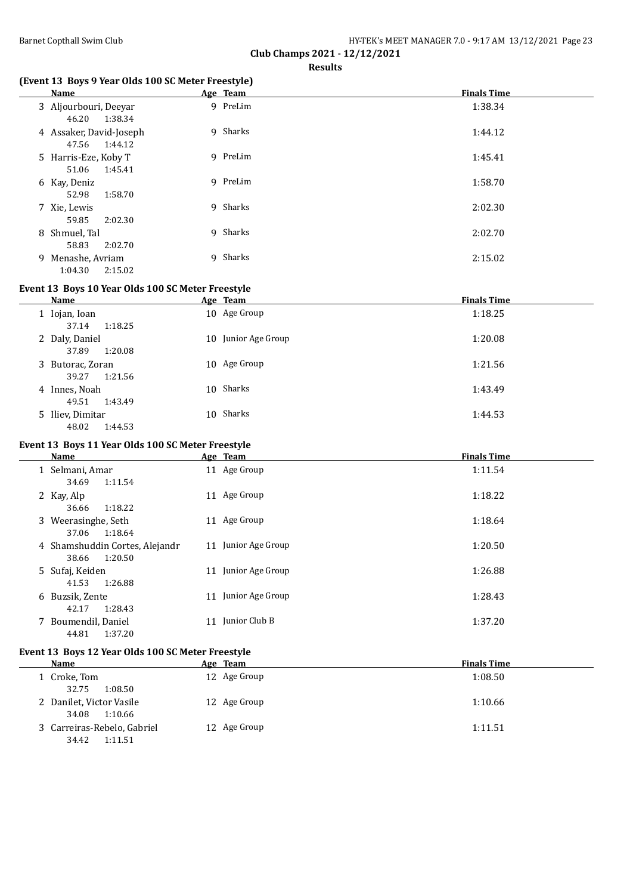Club Champs 2021 - 12/12/2021

**Results**

### (Event 13 Boys 9 Year Olds 100 SC Meter Freestyle)

| | Name | Age | Team | Finals Time |
|---|---|---|---|---|
| 3 | Aljourbouri, Deeyar | 9 | PreLim | 1:38.34 |
| | 46.20 1:38.34 | | | |
| 4 | Assaker, David-Joseph | 9 | Sharks | 1:44.12 |
| | 47.56 1:44.12 | | | |
| 5 | Harris-Eze, Koby T | 9 | PreLim | 1:45.41 |
| | 51.06 1:45.41 | | | |
| 6 | Kay, Deniz | 9 | PreLim | 1:58.70 |
| | 52.98 1:58.70 | | | |
| 7 | Xie, Lewis | 9 | Sharks | 2:02.30 |
| | 59.85 2:02.30 | | | |
| 8 | Shmuel, Tal | 9 | Sharks | 2:02.70 |
| | 58.83 2:02.70 | | | |
| 9 | Menashe, Avriam | 9 | Sharks | 2:15.02 |
| | 1:04.30 2:15.02 | | | |

### Event 13 Boys 10 Year Olds 100 SC Meter Freestyle

| | Name | Age | Team | Finals Time |
|---|---|---|---|---|
| 1 | Iojan, Ioan | 10 | Age Group | 1:18.25 |
| | 37.14 1:18.25 | | | |
| 2 | Daly, Daniel | 10 | Junior Age Group | 1:20.08 |
| | 37.89 1:20.08 | | | |
| 3 | Butorac, Zoran | 10 | Age Group | 1:21.56 |
| | 39.27 1:21.56 | | | |
| 4 | Innes, Noah | 10 | Sharks | 1:43.49 |
| | 49.51 1:43.49 | | | |
| 5 | Iliev, Dimitar | 10 | Sharks | 1:44.53 |
| | 48.02 1:44.53 | | | |

### Event 13 Boys 11 Year Olds 100 SC Meter Freestyle

| | Name | Age | Team | Finals Time |
|---|---|---|---|---|
| 1 | Selmani, Amar | 11 | Age Group | 1:11.54 |
| | 34.69 1:11.54 | | | |
| 2 | Kay, Alp | 11 | Age Group | 1:18.22 |
| | 36.66 1:18.22 | | | |
| 3 | Weerasinghe, Seth | 11 | Age Group | 1:18.64 |
| | 37.06 1:18.64 | | | |
| 4 | Shamshuddin Cortes, Alejandr | 11 | Junior Age Group | 1:20.50 |
| | 38.66 1:20.50 | | | |
| 5 | Sufaj, Keiden | 11 | Junior Age Group | 1:26.88 |
| | 41.53 1:26.88 | | | |
| 6 | Buzsik, Zente | 11 | Junior Age Group | 1:28.43 |
| | 42.17 1:28.43 | | | |
| 7 | Boumendil, Daniel | 11 | Junior Club B | 1:37.20 |
| | 44.81 1:37.20 | | | |

### Event 13 Boys 12 Year Olds 100 SC Meter Freestyle

| | Name | Age | Team | Finals Time |
|---|---|---|---|---|
| 1 | Croke, Tom | 12 | Age Group | 1:08.50 |
| | 32.75 1:08.50 | | | |
| 2 | Danilet, Victor Vasile | 12 | Age Group | 1:10.66 |
| | 34.08 1:10.66 | | | |
| 3 | Carreiras-Rebelo, Gabriel | 12 | Age Group | 1:11.51 |
| | 34.42 1:11.51 | | | |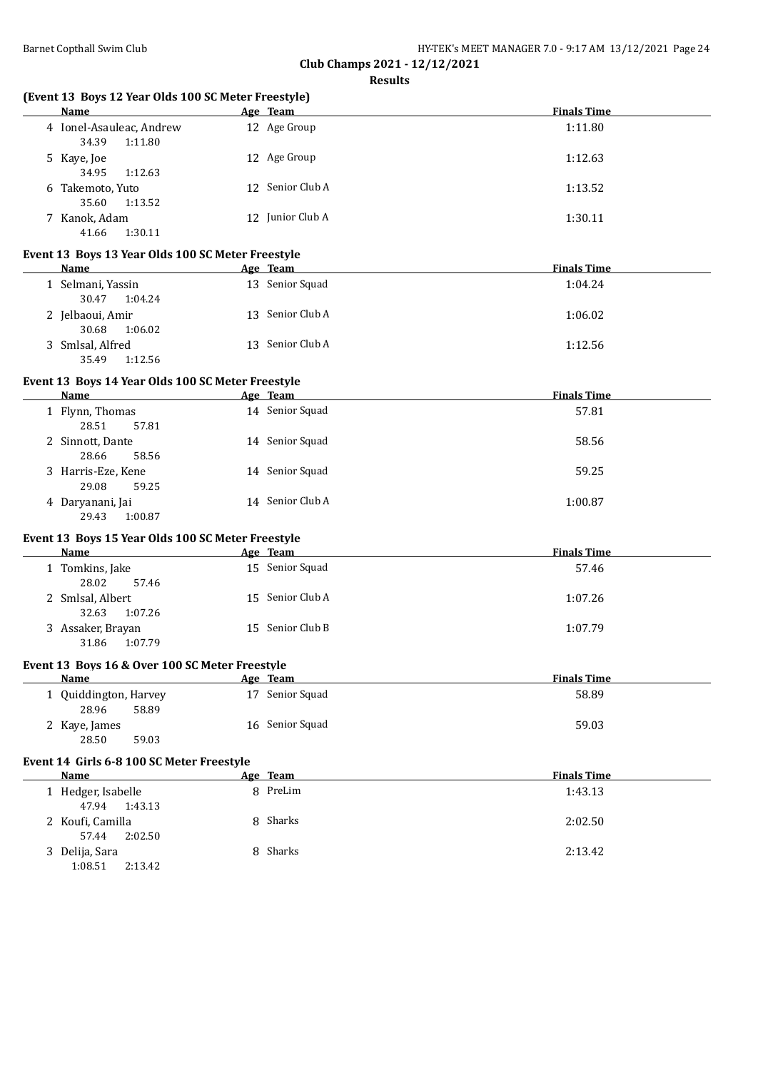**Club Champs 2021 - 12/12/2021**

**Results**

### (Event 13 Boys 12 Year Olds 100 SC Meter Freestyle)

| | Name | Age | Team | Finals Time |
|---|---|---|---|---|
| 4 | Ionel-Asauleac, Andrew | 12 | Age Group | 1:11.80 |
| | 34.39 1:11.80 | | | |
| 5 | Kaye, Joe | 12 | Age Group | 1:12.63 |
| | 34.95 1:12.63 | | | |
| 6 | Takemoto, Yuto | 12 | Senior Club A | 1:13.52 |
| | 35.60 1:13.52 | | | |
| 7 | Kanok, Adam | 12 | Junior Club A | 1:30.11 |
| | 41.66 1:30.11 | | | |

### Event 13 Boys 13 Year Olds 100 SC Meter Freestyle

| | Name | Age | Team | Finals Time |
|---|---|---|---|---|
| 1 | Selmani, Yassin | 13 | Senior Squad | 1:04.24 |
| | 30.47 1:04.24 | | | |
| 2 | Jelbaoui, Amir | 13 | Senior Club A | 1:06.02 |
| | 30.68 1:06.02 | | | |
| 3 | Smlsal, Alfred | 13 | Senior Club A | 1:12.56 |
| | 35.49 1:12.56 | | | |

### Event 13 Boys 14 Year Olds 100 SC Meter Freestyle

| | Name | Age | Team | Finals Time |
|---|---|---|---|---|
| 1 | Flynn, Thomas | 14 | Senior Squad | 57.81 |
| | 28.51 57.81 | | | |
| 2 | Sinnott, Dante | 14 | Senior Squad | 58.56 |
| | 28.66 58.56 | | | |
| 3 | Harris-Eze, Kene | 14 | Senior Squad | 59.25 |
| | 29.08 59.25 | | | |
| 4 | Daryanani, Jai | 14 | Senior Club A | 1:00.87 |
| | 29.43 1:00.87 | | | |

### Event 13 Boys 15 Year Olds 100 SC Meter Freestyle

| | Name | Age | Team | Finals Time |
|---|---|---|---|---|
| 1 | Tomkins, Jake | 15 | Senior Squad | 57.46 |
| | 28.02 57.46 | | | |
| 2 | Smlsal, Albert | 15 | Senior Club A | 1:07.26 |
| | 32.63 1:07.26 | | | |
| 3 | Assaker, Brayan | 15 | Senior Club B | 1:07.79 |
| | 31.86 1:07.79 | | | |

### Event 13 Boys 16 & Over 100 SC Meter Freestyle

| | Name | Age | Team | Finals Time |
|---|---|---|---|---|
| 1 | Quiddington, Harvey | 17 | Senior Squad | 58.89 |
| | 28.96 58.89 | | | |
| 2 | Kaye, James | 16 | Senior Squad | 59.03 |
| | 28.50 59.03 | | | |

### Event 14 Girls 6-8 100 SC Meter Freestyle

| | Name | Age | Team | Finals Time |
|---|---|---|---|---|
| 1 | Hedger, Isabelle | 8 | PreLim | 1:43.13 |
| | 47.94 1:43.13 | | | |
| 2 | Koufi, Camilla | 8 | Sharks | 2:02.50 |
| | 57.44 2:02.50 | | | |
| 3 | Delija, Sara | 8 | Sharks | 2:13.42 |
| | 1:08.51 2:13.42 | | | |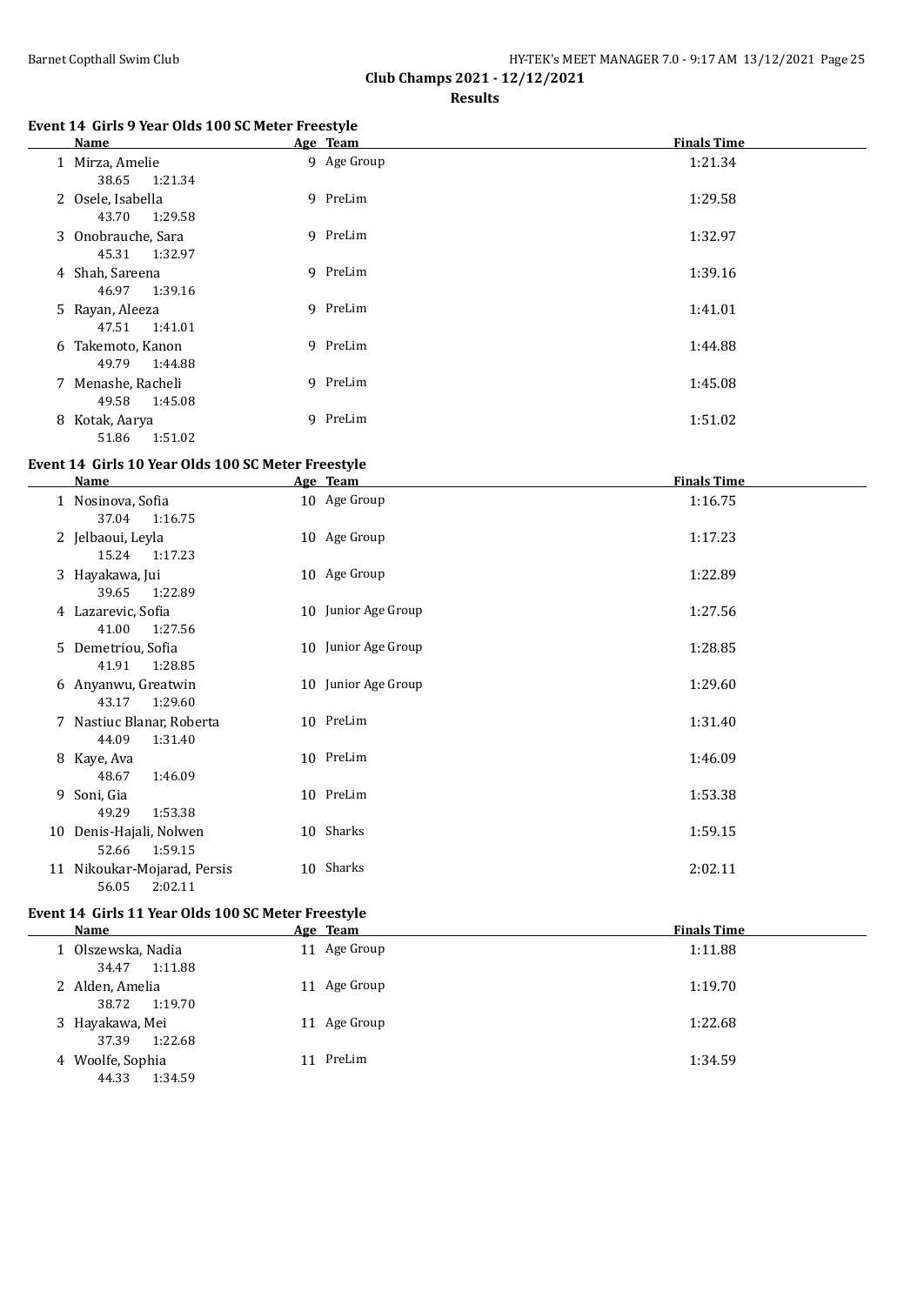Barnet Copthall Swim Club

**Club Champs 2021 - 12/12/2021**

**Results**

### Event 14 Girls 9 Year Olds 100 SC Meter Freestyle

| | Name | Age | Team | Finals Time |
|---|---|---|---|---|
| 1 | Mirza, Amelie | 9 | Age Group | 1:21.34 |
| | 38.65 1:21.34 | | | |
| 2 | Osele, Isabella | 9 | PreLim | 1:29.58 |
| | 43.70 1:29.58 | | | |
| 3 | Onobrauche, Sara | 9 | PreLim | 1:32.97 |
| | 45.31 1:32.97 | | | |
| 4 | Shah, Sareena | 9 | PreLim | 1:39.16 |
| | 46.97 1:39.16 | | | |
| 5 | Rayan, Aleeza | 9 | PreLim | 1:41.01 |
| | 47.51 1:41.01 | | | |
| 6 | Takemoto, Kanon | 9 | PreLim | 1:44.88 |
| | 49.79 1:44.88 | | | |
| 7 | Menashe, Racheli | 9 | PreLim | 1:45.08 |
| | 49.58 1:45.08 | | | |
| 8 | Kotak, Aarya | 9 | PreLim | 1:51.02 |
| | 51.86 1:51.02 | | | |

### Event 14 Girls 10 Year Olds 100 SC Meter Freestyle

| | Name | Age | Team | Finals Time |
|---|---|---|---|---|
| 1 | Nosinova, Sofia | 10 | Age Group | 1:16.75 |
| | 37.04 1:16.75 | | | |
| 2 | Jelbaoui, Leyla | 10 | Age Group | 1:17.23 |
| | 15.24 1:17.23 | | | |
| 3 | Hayakawa, Jui | 10 | Age Group | 1:22.89 |
| | 39.65 1:22.89 | | | |
| 4 | Lazarevic, Sofia | 10 | Junior Age Group | 1:27.56 |
| | 41.00 1:27.56 | | | |
| 5 | Demetriou, Sofia | 10 | Junior Age Group | 1:28.85 |
| | 41.91 1:28.85 | | | |
| 6 | Anyanwu, Greatwin | 10 | Junior Age Group | 1:29.60 |
| | 43.17 1:29.60 | | | |
| 7 | Nastiuc Blanar, Roberta | 10 | PreLim | 1:31.40 |
| | 44.09 1:31.40 | | | |
| 8 | Kaye, Ava | 10 | PreLim | 1:46.09 |
| | 48.67 1:46.09 | | | |
| 9 | Soni, Gia | 10 | PreLim | 1:53.38 |
| | 49.29 1:53.38 | | | |
| 10 | Denis-Hajali, Nolwen | 10 | Sharks | 1:59.15 |
| | 52.66 1:59.15 | | | |
| 11 | Nikoukar-Mojarad, Persis | 10 | Sharks | 2:02.11 |
| | 56.05 2:02.11 | | | |

### Event 14 Girls 11 Year Olds 100 SC Meter Freestyle

| | Name | Age | Team | Finals Time |
|---|---|---|---|---|
| 1 | Olszewska, Nadia | 11 | Age Group | 1:11.88 |
| | 34.47 1:11.88 | | | |
| 2 | Alden, Amelia | 11 | Age Group | 1:19.70 |
| | 38.72 1:19.70 | | | |
| 3 | Hayakawa, Mei | 11 | Age Group | 1:22.68 |
| | 37.39 1:22.68 | | | |
| 4 | Woolfe, Sophia | 11 | PreLim | 1:34.59 |
| | 44.33 1:34.59 | | | |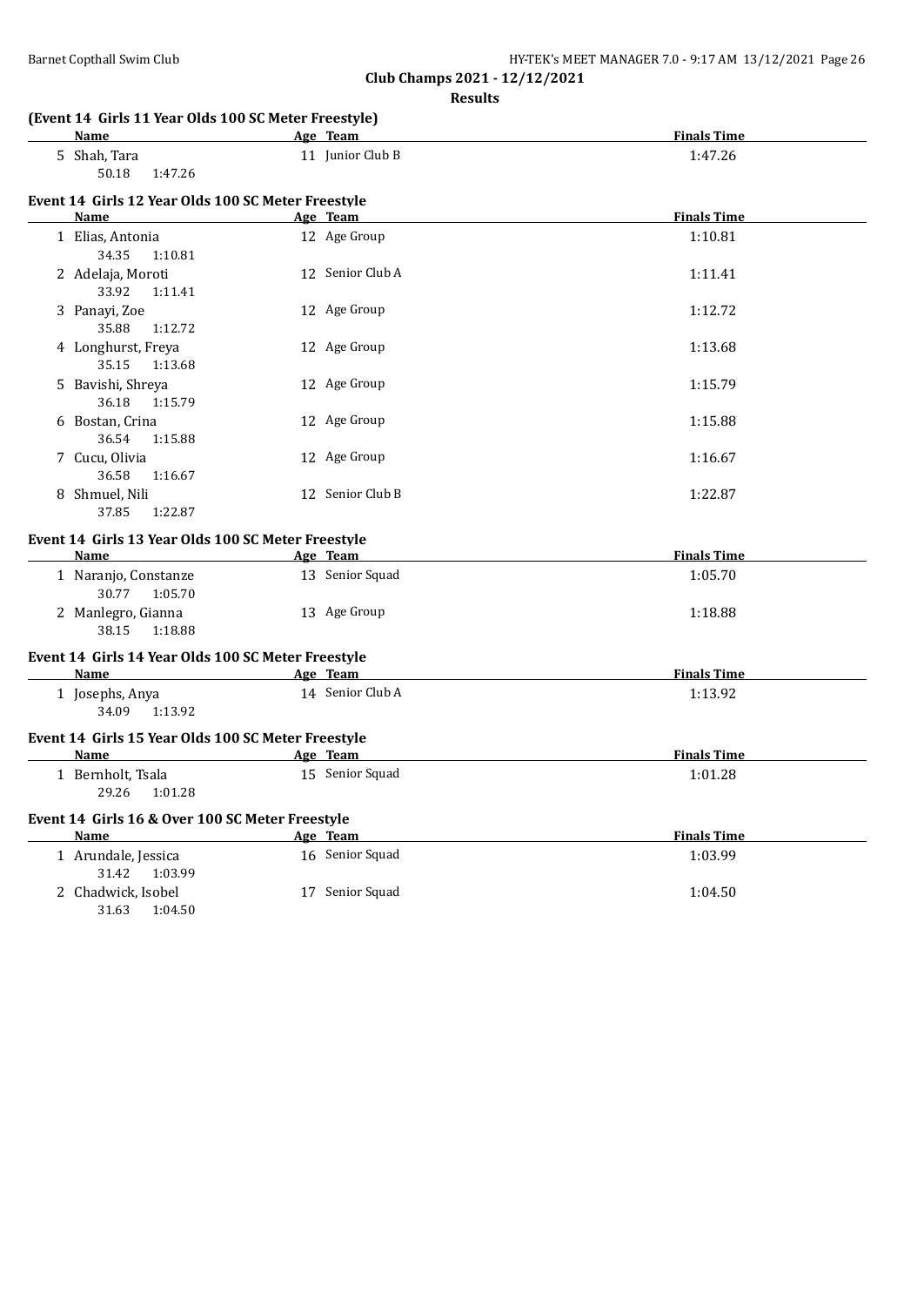**Club Champs 2021 - 12/12/2021**

**Results**

### (Event 14 Girls 11 Year Olds 100 SC Meter Freestyle)

| Name | Age | Team | Finals Time |
|---|---|---|---|
| 5 Shah, Tara | 11 | Junior Club B | 1:47.26 |
| 50.18 1:47.26 | | | |

### Event 14 Girls 12 Year Olds 100 SC Meter Freestyle

| Name | Age | Team | Finals Time |
|---|---|---|---|
| 1 Elias, Antonia | 12 | Age Group | 1:10.81 |
| 34.35 1:10.81 | | | |
| 2 Adelaja, Moroti | 12 | Senior Club A | 1:11.41 |
| 33.92 1:11.41 | | | |
| 3 Panayi, Zoe | 12 | Age Group | 1:12.72 |
| 35.88 1:12.72 | | | |
| 4 Longhurst, Freya | 12 | Age Group | 1:13.68 |
| 35.15 1:13.68 | | | |
| 5 Bavishi, Shreya | 12 | Age Group | 1:15.79 |
| 36.18 1:15.79 | | | |
| 6 Bostan, Crina | 12 | Age Group | 1:15.88 |
| 36.54 1:15.88 | | | |
| 7 Cucu, Olivia | 12 | Age Group | 1:16.67 |
| 36.58 1:16.67 | | | |
| 8 Shmuel, Nili | 12 | Senior Club B | 1:22.87 |
| 37.85 1:22.87 | | | |

### Event 14 Girls 13 Year Olds 100 SC Meter Freestyle

| Name | Age | Team | Finals Time |
|---|---|---|---|
| 1 Naranjo, Constanze | 13 | Senior Squad | 1:05.70 |
| 30.77 1:05.70 | | | |
| 2 Manlegro, Gianna | 13 | Age Group | 1:18.88 |
| 38.15 1:18.88 | | | |

### Event 14 Girls 14 Year Olds 100 SC Meter Freestyle

| Name | Age | Team | Finals Time |
|---|---|---|---|
| 1 Josephs, Anya | 14 | Senior Club A | 1:13.92 |
| 34.09 1:13.92 | | | |

### Event 14 Girls 15 Year Olds 100 SC Meter Freestyle

| Name | Age | Team | Finals Time |
|---|---|---|---|
| 1 Bernholt, Tsala | 15 | Senior Squad | 1:01.28 |
| 29.26 1:01.28 | | | |

### Event 14 Girls 16 & Over 100 SC Meter Freestyle

| Name | Age | Team | Finals Time |
|---|---|---|---|
| 1 Arundale, Jessica | 16 | Senior Squad | 1:03.99 |
| 31.42 1:03.99 | | | |
| 2 Chadwick, Isobel | 17 | Senior Squad | 1:04.50 |
| 31.63 1:04.50 | | | |